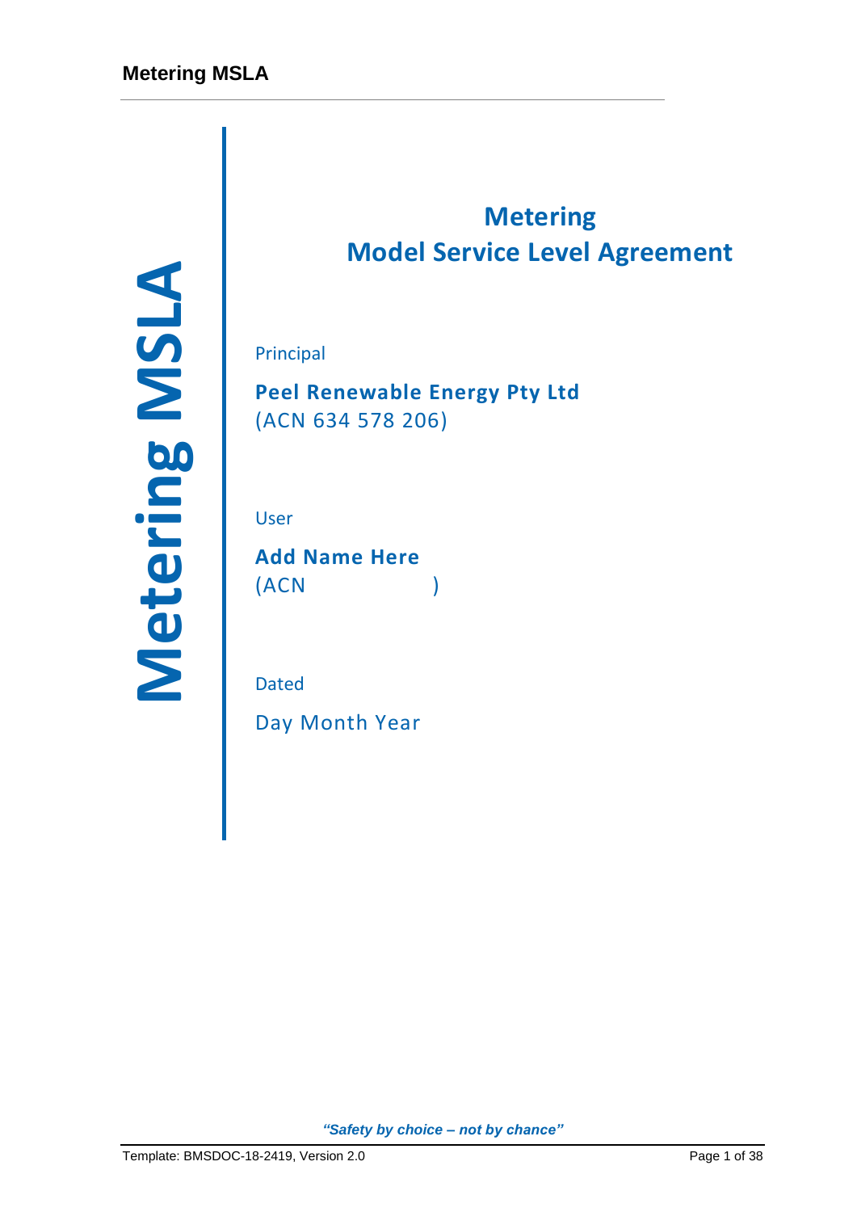Metering MSLA

# Metering
# Model Service Level Agreement

Principal

**Peel Renewable Energy Pty Ltd**
(ACN 634 578 206)

User

**Add Name Here**
(ACN )

Dated

Day Month Year

*"Safety by choice – not by chance"*

Template: BMSDOC-18-2419, Version 2.0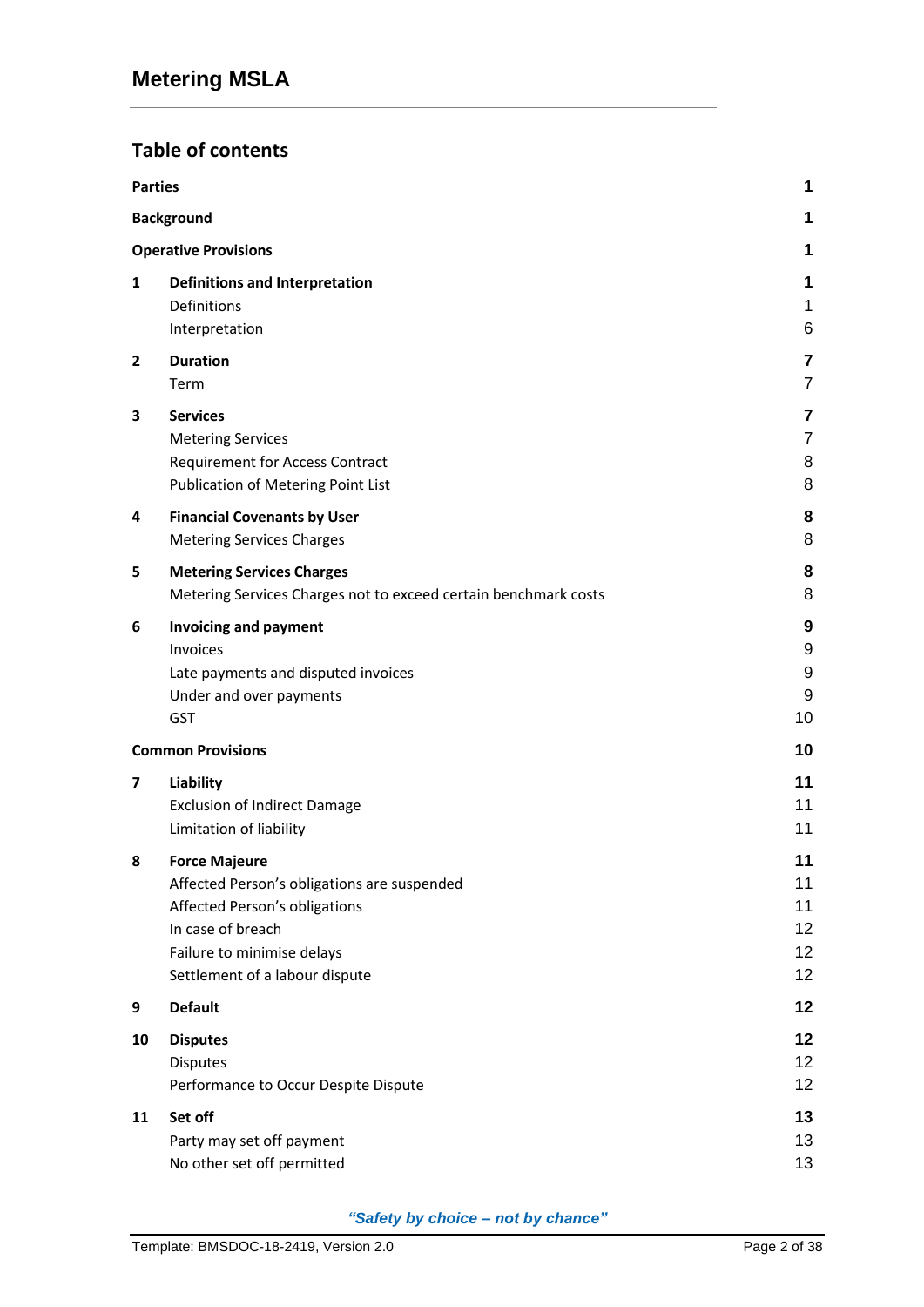# Metering MSLA

## Table of contents

| | | |
|---|---|---|
| **Parties** | | **1** |
| **Background** | | **1** |
| **Operative Provisions** | | **1** |
| **1** | **Definitions and Interpretation** | **1** |
| | Definitions | 1 |
| | Interpretation | 6 |
| **2** | **Duration** | **7** |
| | Term | 7 |
| **3** | **Services** | **7** |
| | Metering Services | 7 |
| | Requirement for Access Contract | 8 |
| | Publication of Metering Point List | 8 |
| **4** | **Financial Covenants by User** | **8** |
| | Metering Services Charges | 8 |
| **5** | **Metering Services Charges** | **8** |
| | Metering Services Charges not to exceed certain benchmark costs | 8 |
| **6** | **Invoicing and payment** | **9** |
| | Invoices | 9 |
| | Late payments and disputed invoices | 9 |
| | Under and over payments | 9 |
| | GST | 10 |
| **Common Provisions** | | **10** |
| **7** | **Liability** | **11** |
| | Exclusion of Indirect Damage | 11 |
| | Limitation of liability | 11 |
| **8** | **Force Majeure** | **11** |
| | Affected Person's obligations are suspended | 11 |
| | Affected Person's obligations | 11 |
| | In case of breach | 12 |
| | Failure to minimise delays | 12 |
| | Settlement of a labour dispute | 12 |
| **9** | **Default** | **12** |
| **10** | **Disputes** | **12** |
| | Disputes | 12 |
| | Performance to Occur Despite Dispute | 12 |
| **11** | **Set off** | **13** |
| | Party may set off payment | 13 |
| | No other set off permitted | 13 |

*"Safety by choice – not by chance"*

Template: BMSDOC-18-2419, Version 2.0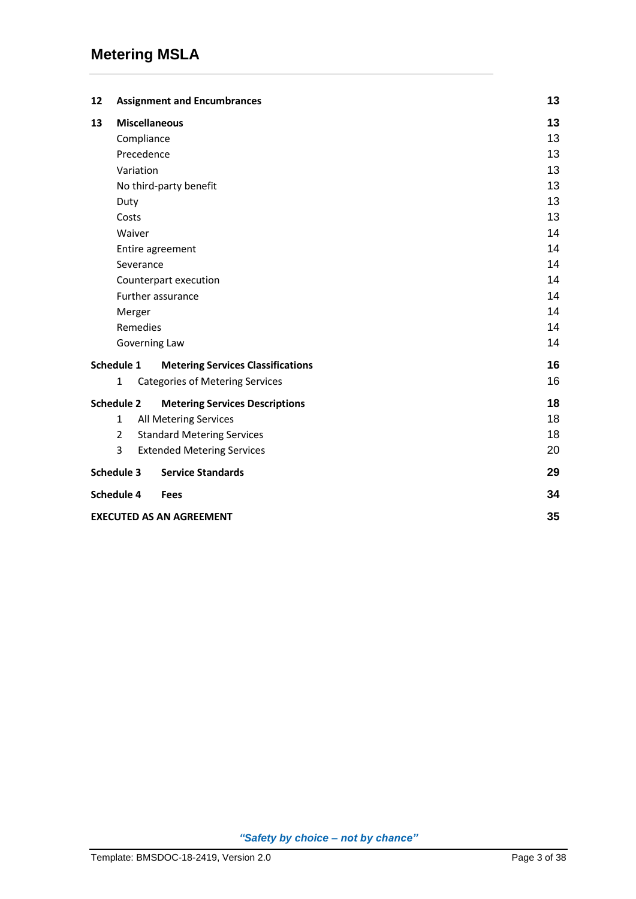| | | |
|---|---|---|
| **12** | **Assignment and Encumbrances** | **13** |
| **13** | **Miscellaneous** | **13** |
| | Compliance | 13 |
| | Precedence | 13 |
| | Variation | 13 |
| | No third-party benefit | 13 |
| | Duty | 13 |
| | Costs | 13 |
| | Waiver | 14 |
| | Entire agreement | 14 |
| | Severance | 14 |
| | Counterpart execution | 14 |
| | Further assurance | 14 |
| | Merger | 14 |
| | Remedies | 14 |
| | Governing Law | 14 |
| **Schedule 1** | **Metering Services Classifications** | **16** |
| 1 | Categories of Metering Services | 16 |
| **Schedule 2** | **Metering Services Descriptions** | **18** |
| 1 | All Metering Services | 18 |
| 2 | Standard Metering Services | 18 |
| 3 | Extended Metering Services | 20 |
| **Schedule 3** | **Service Standards** | **29** |
| **Schedule 4** | **Fees** | **34** |
| **EXECUTED AS AN AGREEMENT** | | **35** |

*"Safety by choice – not by chance"*

Template: BMSDOC-18-2419, Version 2.0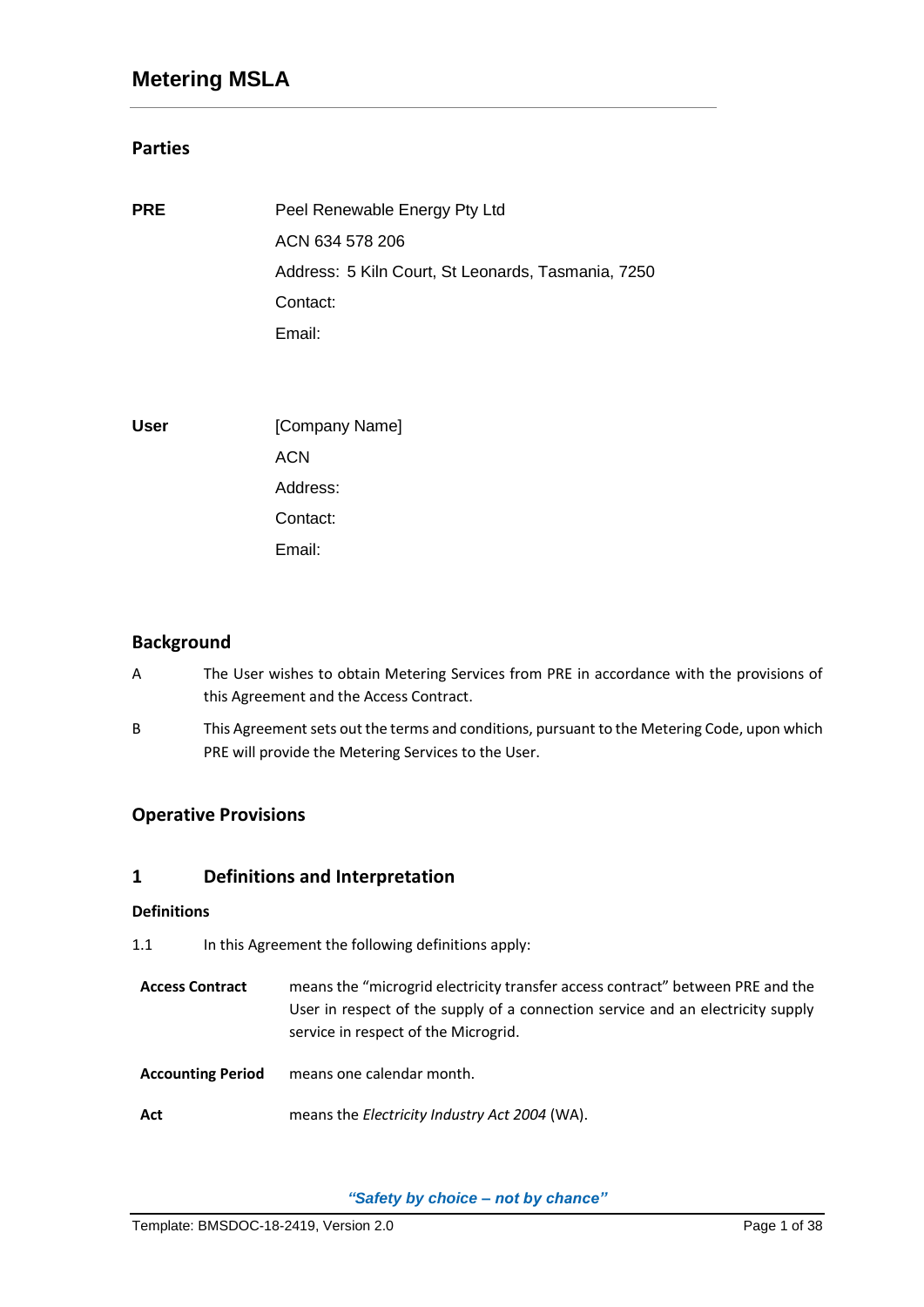# Metering MSLA

## Parties

| | |
|---|---|
| **PRE** | Peel Renewable Energy Pty Ltd<br>ACN 634 578 206<br>Address: 5 Kiln Court, St Leonards, Tasmania, 7250<br>Contact:<br>Email: |
| **User** | [Company Name]<br>ACN<br>Address:<br>Contact:<br>Email: |

## Background

A The User wishes to obtain Metering Services from PRE in accordance with the provisions of this Agreement and the Access Contract.

B This Agreement sets out the terms and conditions, pursuant to the Metering Code, upon which PRE will provide the Metering Services to the User.

## Operative Provisions

## 1 Definitions and Interpretation

### Definitions

1.1 In this Agreement the following definitions apply:

| | |
|---|---|
| **Access Contract** | means the "microgrid electricity transfer access contract" between PRE and the User in respect of the supply of a connection service and an electricity supply service in respect of the Microgrid. |
| **Accounting Period** | means one calendar month. |
| **Act** | means the *Electricity Industry Act 2004* (WA). |

*"Safety by choice – not by chance"*

Template: BMSDOC-18-2419, Version 2.0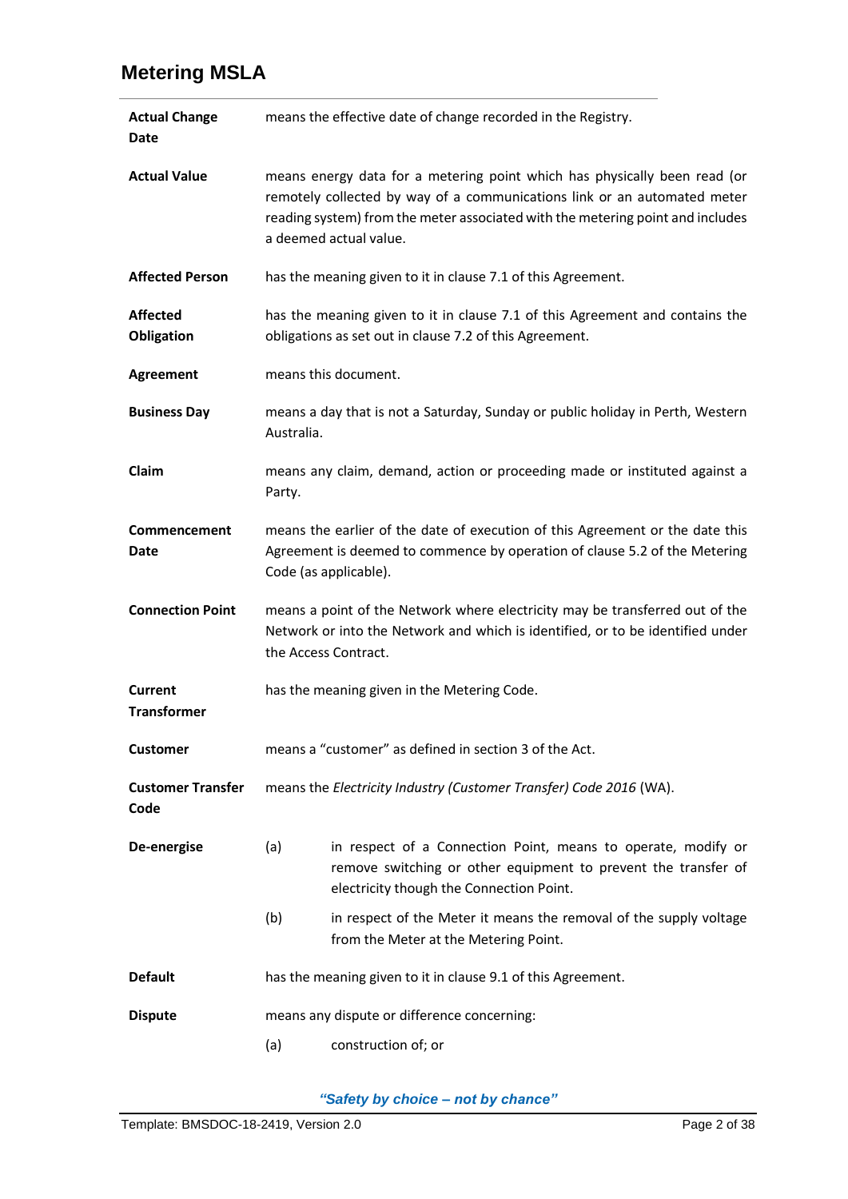| | |
|---|---|
| **Actual Change Date** | means the effective date of change recorded in the Registry. |
| **Actual Value** | means energy data for a metering point which has physically been read (or remotely collected by way of a communications link or an automated meter reading system) from the meter associated with the metering point and includes a deemed actual value. |
| **Affected Person** | has the meaning given to it in clause 7.1 of this Agreement. |
| **Affected Obligation** | has the meaning given to it in clause 7.1 of this Agreement and contains the obligations as set out in clause 7.2 of this Agreement. |
| **Agreement** | means this document. |
| **Business Day** | means a day that is not a Saturday, Sunday or public holiday in Perth, Western Australia. |
| **Claim** | means any claim, demand, action or proceeding made or instituted against a Party. |
| **Commencement Date** | means the earlier of the date of execution of this Agreement or the date this Agreement is deemed to commence by operation of clause 5.2 of the Metering Code (as applicable). |
| **Connection Point** | means a point of the Network where electricity may be transferred out of the Network or into the Network and which is identified, or to be identified under the Access Contract. |
| **Current Transformer** | has the meaning given in the Metering Code. |
| **Customer** | means a "customer" as defined in section 3 of the Act. |
| **Customer Transfer Code** | means the *Electricity Industry (Customer Transfer) Code 2016* (WA). |
| **De-energise** | (a) in respect of a Connection Point, means to operate, modify or remove switching or other equipment to prevent the transfer of electricity though the Connection Point.<br>(b) in respect of the Meter it means the removal of the supply voltage from the Meter at the Metering Point. |
| **Default** | has the meaning given to it in clause 9.1 of this Agreement. |
| **Dispute** | means any dispute or difference concerning:<br>(a) construction of; or |

*"Safety by choice – not by chance"*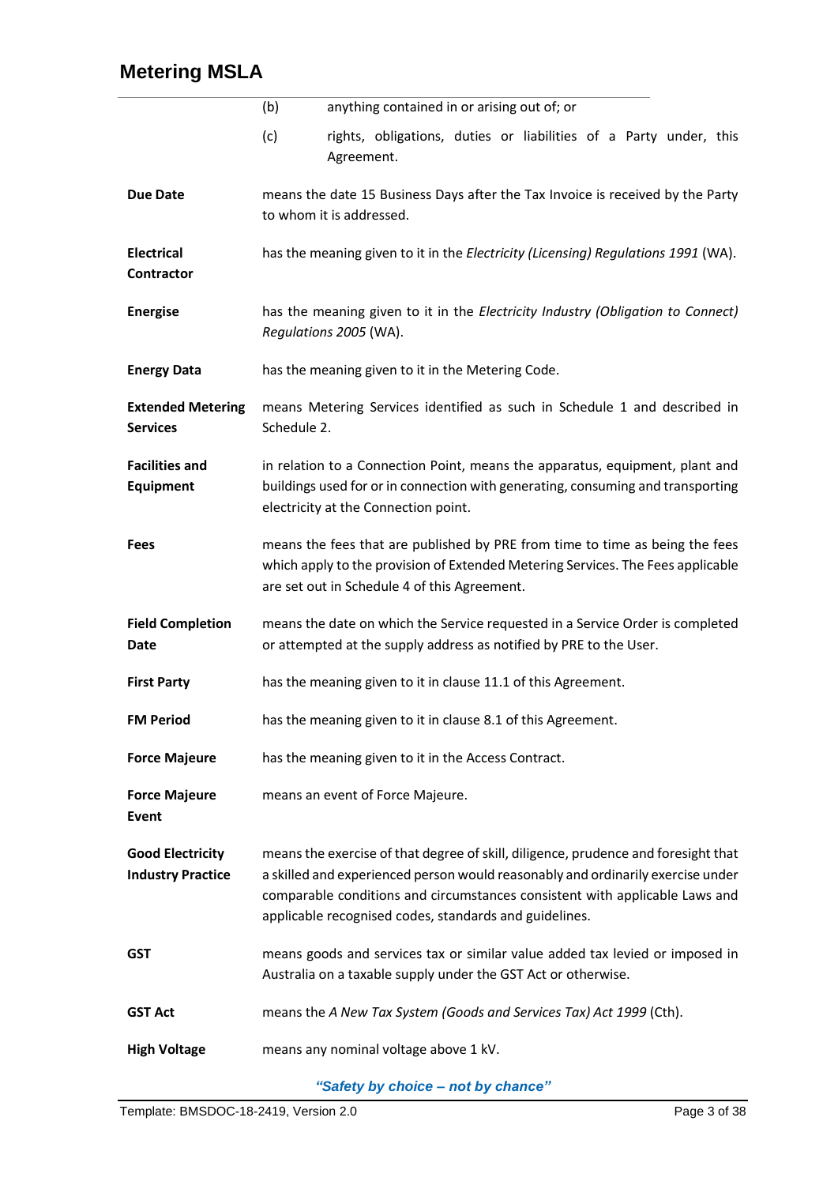| | |
|---|---|
| | (b) anything contained in or arising out of; or |
| | (c) rights, obligations, duties or liabilities of a Party under, this Agreement. |
| **Due Date** | means the date 15 Business Days after the Tax Invoice is received by the Party to whom it is addressed. |
| **Electrical Contractor** | has the meaning given to it in the *Electricity (Licensing) Regulations 1991* (WA). |
| **Energise** | has the meaning given to it in the *Electricity Industry (Obligation to Connect) Regulations 2005* (WA). |
| **Energy Data** | has the meaning given to it in the Metering Code. |
| **Extended Metering Services** | means Metering Services identified as such in Schedule 1 and described in Schedule 2. |
| **Facilities and Equipment** | in relation to a Connection Point, means the apparatus, equipment, plant and buildings used for or in connection with generating, consuming and transporting electricity at the Connection point. |
| **Fees** | means the fees that are published by PRE from time to time as being the fees which apply to the provision of Extended Metering Services. The Fees applicable are set out in Schedule 4 of this Agreement. |
| **Field Completion Date** | means the date on which the Service requested in a Service Order is completed or attempted at the supply address as notified by PRE to the User. |
| **First Party** | has the meaning given to it in clause 11.1 of this Agreement. |
| **FM Period** | has the meaning given to it in clause 8.1 of this Agreement. |
| **Force Majeure** | has the meaning given to it in the Access Contract. |
| **Force Majeure Event** | means an event of Force Majeure. |
| **Good Electricity Industry Practice** | means the exercise of that degree of skill, diligence, prudence and foresight that a skilled and experienced person would reasonably and ordinarily exercise under comparable conditions and circumstances consistent with applicable Laws and applicable recognised codes, standards and guidelines. |
| **GST** | means goods and services tax or similar value added tax levied or imposed in Australia on a taxable supply under the GST Act or otherwise. |
| **GST Act** | means the *A New Tax System (Goods and Services Tax) Act 1999* (Cth). |
| **High Voltage** | means any nominal voltage above 1 kV. |

*"Safety by choice – not by chance"*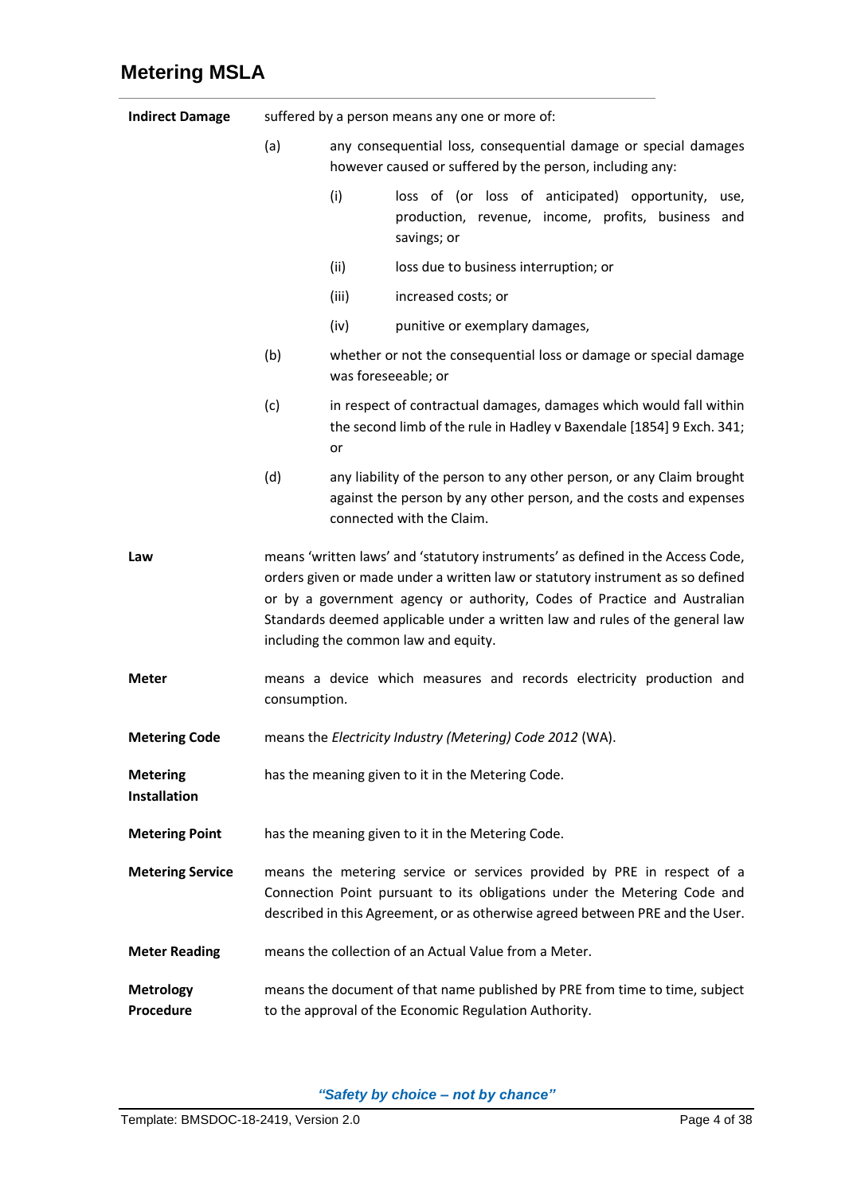| | |
|---|---|
| **Indirect Damage** | suffered by a person means any one or more of:<br><br>(a) any consequential loss, consequential damage or special damages however caused or suffered by the person, including any:<br><br>(i) loss of (or loss of anticipated) opportunity, use, production, revenue, income, profits, business and savings; or<br><br>(ii) loss due to business interruption; or<br><br>(iii) increased costs; or<br><br>(iv) punitive or exemplary damages,<br><br>(b) whether or not the consequential loss or damage or special damage was foreseeable; or<br><br>(c) in respect of contractual damages, damages which would fall within the second limb of the rule in Hadley v Baxendale [1854] 9 Exch. 341; or<br><br>(d) any liability of the person to any other person, or any Claim brought against the person by any other person, and the costs and expenses connected with the Claim. |
| **Law** | means 'written laws' and 'statutory instruments' as defined in the Access Code, orders given or made under a written law or statutory instrument as so defined or by a government agency or authority, Codes of Practice and Australian Standards deemed applicable under a written law and rules of the general law including the common law and equity. |
| **Meter** | means a device which measures and records electricity production and consumption. |
| **Metering Code** | means the *Electricity Industry (Metering) Code 2012* (WA). |
| **Metering Installation** | has the meaning given to it in the Metering Code. |
| **Metering Point** | has the meaning given to it in the Metering Code. |
| **Metering Service** | means the metering service or services provided by PRE in respect of a Connection Point pursuant to its obligations under the Metering Code and described in this Agreement, or as otherwise agreed between PRE and the User. |
| **Meter Reading** | means the collection of an Actual Value from a Meter. |
| **Metrology Procedure** | means the document of that name published by PRE from time to time, subject to the approval of the Economic Regulation Authority. |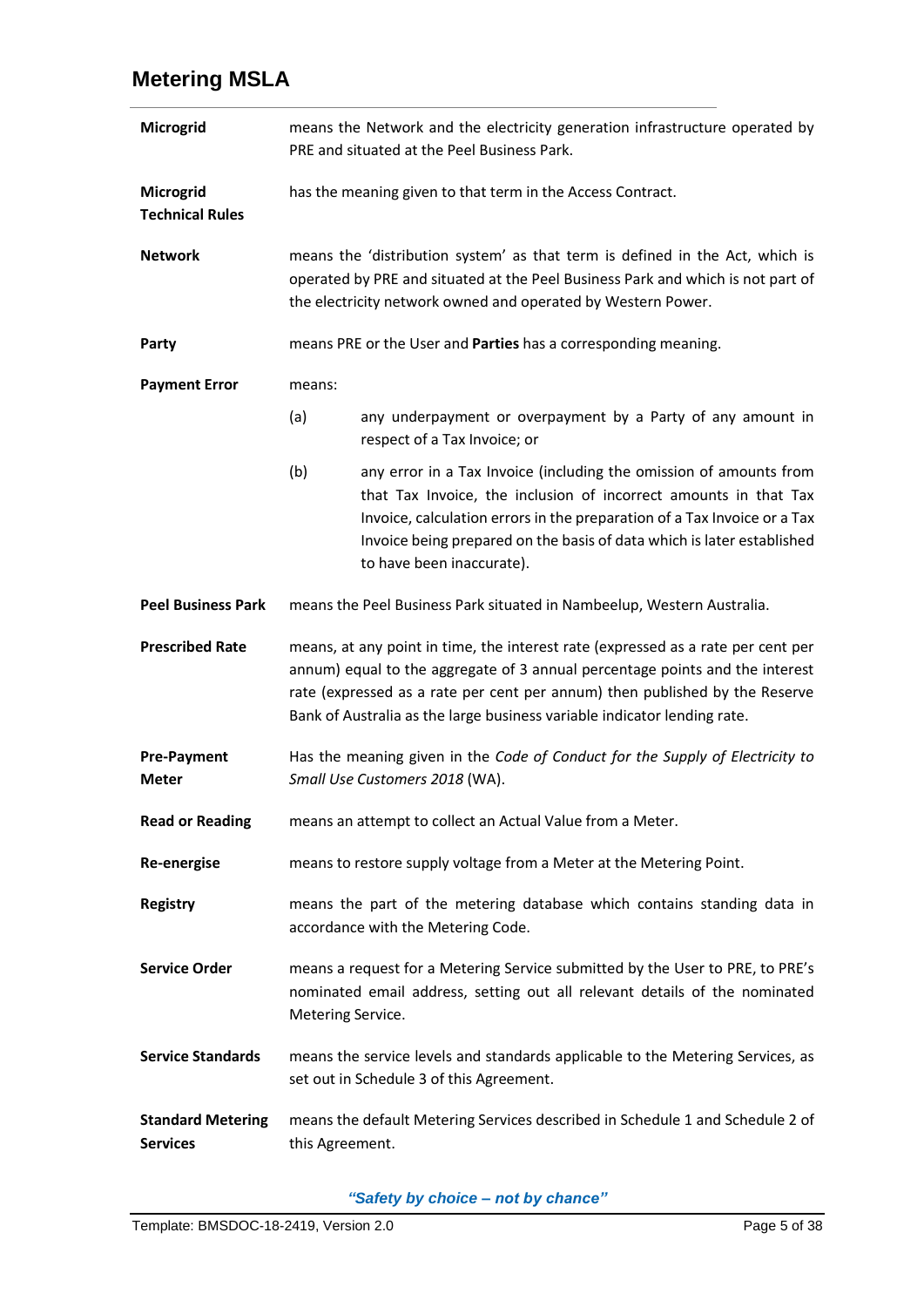| | |
|---|---|
| **Microgrid** | means the Network and the electricity generation infrastructure operated by PRE and situated at the Peel Business Park. |
| **Microgrid Technical Rules** | has the meaning given to that term in the Access Contract. |
| **Network** | means the 'distribution system' as that term is defined in the Act, which is operated by PRE and situated at the Peel Business Park and which is not part of the electricity network owned and operated by Western Power. |
| **Party** | means PRE or the User and **Parties** has a corresponding meaning. |
| **Payment Error** | means:<br>(a) any underpayment or overpayment by a Party of any amount in respect of a Tax Invoice; or<br>(b) any error in a Tax Invoice (including the omission of amounts from that Tax Invoice, the inclusion of incorrect amounts in that Tax Invoice, calculation errors in the preparation of a Tax Invoice or a Tax Invoice being prepared on the basis of data which is later established to have been inaccurate). |
| **Peel Business Park** | means the Peel Business Park situated in Nambeelup, Western Australia. |
| **Prescribed Rate** | means, at any point in time, the interest rate (expressed as a rate per cent per annum) equal to the aggregate of 3 annual percentage points and the interest rate (expressed as a rate per cent per annum) then published by the Reserve Bank of Australia as the large business variable indicator lending rate. |
| **Pre-Payment Meter** | Has the meaning given in the *Code of Conduct for the Supply of Electricity to Small Use Customers 2018* (WA). |
| **Read or Reading** | means an attempt to collect an Actual Value from a Meter. |
| **Re-energise** | means to restore supply voltage from a Meter at the Metering Point. |
| **Registry** | means the part of the metering database which contains standing data in accordance with the Metering Code. |
| **Service Order** | means a request for a Metering Service submitted by the User to PRE, to PRE's nominated email address, setting out all relevant details of the nominated Metering Service. |
| **Service Standards** | means the service levels and standards applicable to the Metering Services, as set out in Schedule 3 of this Agreement. |
| **Standard Metering Services** | means the default Metering Services described in Schedule 1 and Schedule 2 of this Agreement. |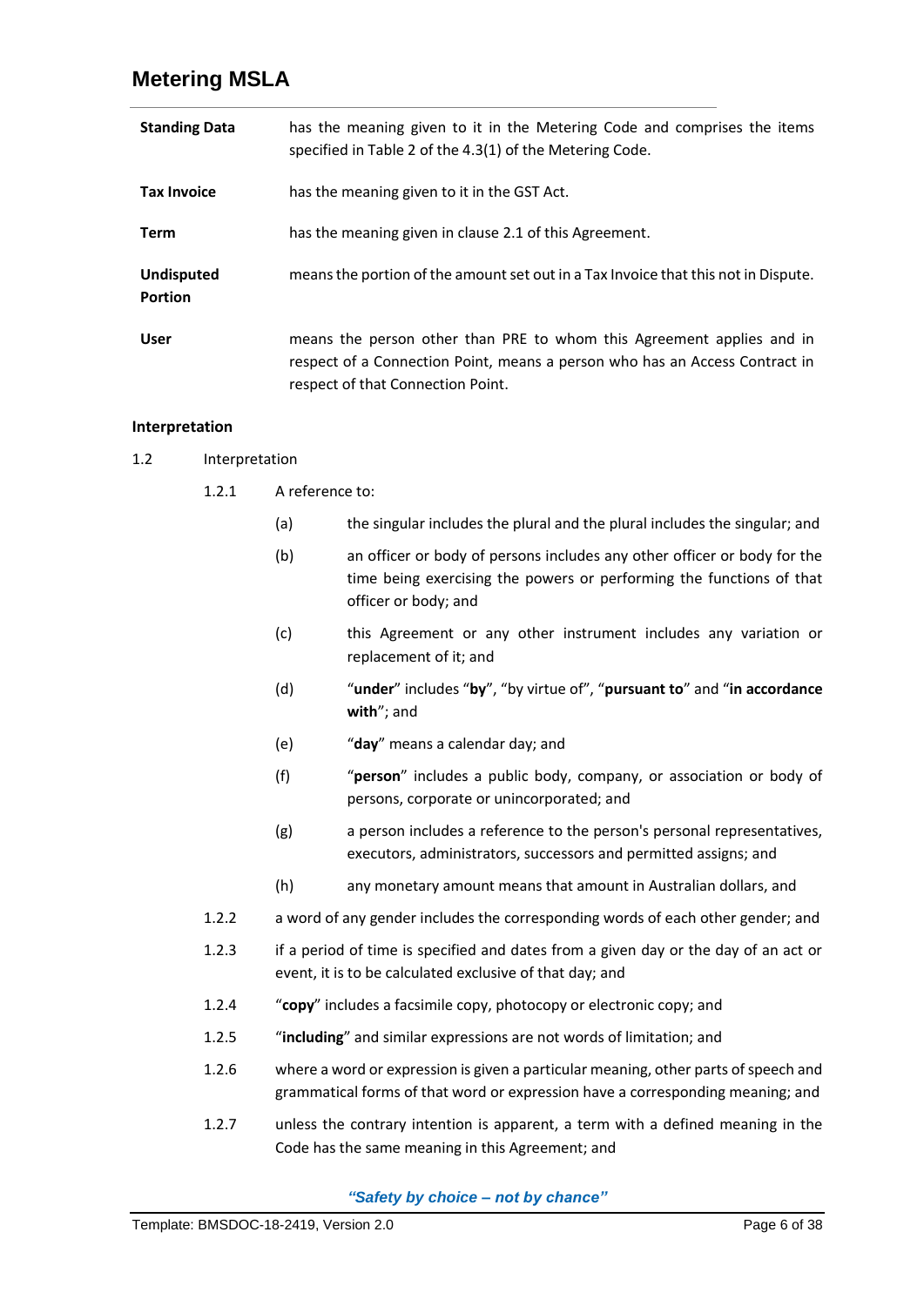| | |
|---|---|
| **Standing Data** | has the meaning given to it in the Metering Code and comprises the items specified in Table 2 of the 4.3(1) of the Metering Code. |
| **Tax Invoice** | has the meaning given to it in the GST Act. |
| **Term** | has the meaning given in clause 2.1 of this Agreement. |
| **Undisputed Portion** | means the portion of the amount set out in a Tax Invoice that this not in Dispute. |
| **User** | means the person other than PRE to whom this Agreement applies and in respect of a Connection Point, means a person who has an Access Contract in respect of that Connection Point. |

**Interpretation**

1.2 Interpretation

1.2.1 A reference to:

(a) the singular includes the plural and the plural includes the singular; and

(b) an officer or body of persons includes any other officer or body for the time being exercising the powers or performing the functions of that officer or body; and

(c) this Agreement or any other instrument includes any variation or replacement of it; and

(d) "**under**" includes "**by**", "by virtue of", "**pursuant to**" and "**in accordance with**"; and

(e) "**day**" means a calendar day; and

(f) "**person**" includes a public body, company, or association or body of persons, corporate or unincorporated; and

(g) a person includes a reference to the person's personal representatives, executors, administrators, successors and permitted assigns; and

(h) any monetary amount means that amount in Australian dollars, and

1.2.2 a word of any gender includes the corresponding words of each other gender; and

1.2.3 if a period of time is specified and dates from a given day or the day of an act or event, it is to be calculated exclusive of that day; and

1.2.4 "**copy**" includes a facsimile copy, photocopy or electronic copy; and

1.2.5 "**including**" and similar expressions are not words of limitation; and

1.2.6 where a word or expression is given a particular meaning, other parts of speech and grammatical forms of that word or expression have a corresponding meaning; and

1.2.7 unless the contrary intention is apparent, a term with a defined meaning in the Code has the same meaning in this Agreement; and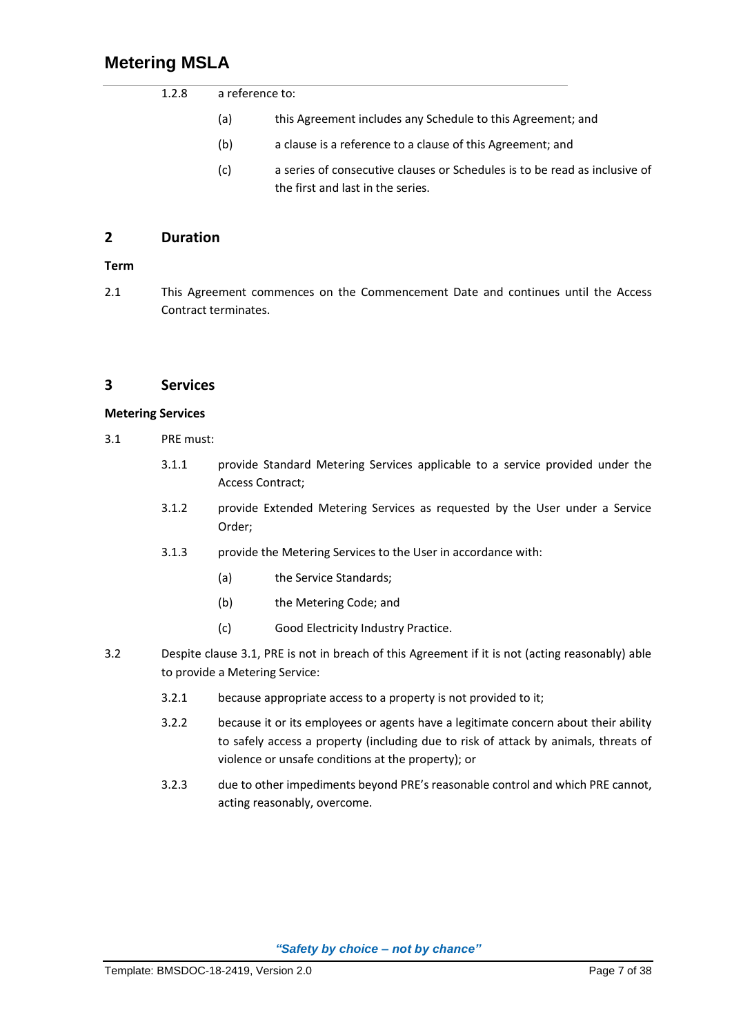1.2.8 a reference to:

(a) this Agreement includes any Schedule to this Agreement; and

(b) a clause is a reference to a clause of this Agreement; and

(c) a series of consecutive clauses or Schedules is to be read as inclusive of the first and last in the series.

## 2 Duration

**Term**

2.1 This Agreement commences on the Commencement Date and continues until the Access Contract terminates.

## 3 Services

**Metering Services**

3.1 PRE must:

3.1.1 provide Standard Metering Services applicable to a service provided under the Access Contract;

3.1.2 provide Extended Metering Services as requested by the User under a Service Order;

3.1.3 provide the Metering Services to the User in accordance with:

(a) the Service Standards;

(b) the Metering Code; and

(c) Good Electricity Industry Practice.

3.2 Despite clause 3.1, PRE is not in breach of this Agreement if it is not (acting reasonably) able to provide a Metering Service:

3.2.1 because appropriate access to a property is not provided to it;

3.2.2 because it or its employees or agents have a legitimate concern about their ability to safely access a property (including due to risk of attack by animals, threats of violence or unsafe conditions at the property); or

3.2.3 due to other impediments beyond PRE's reasonable control and which PRE cannot, acting reasonably, overcome.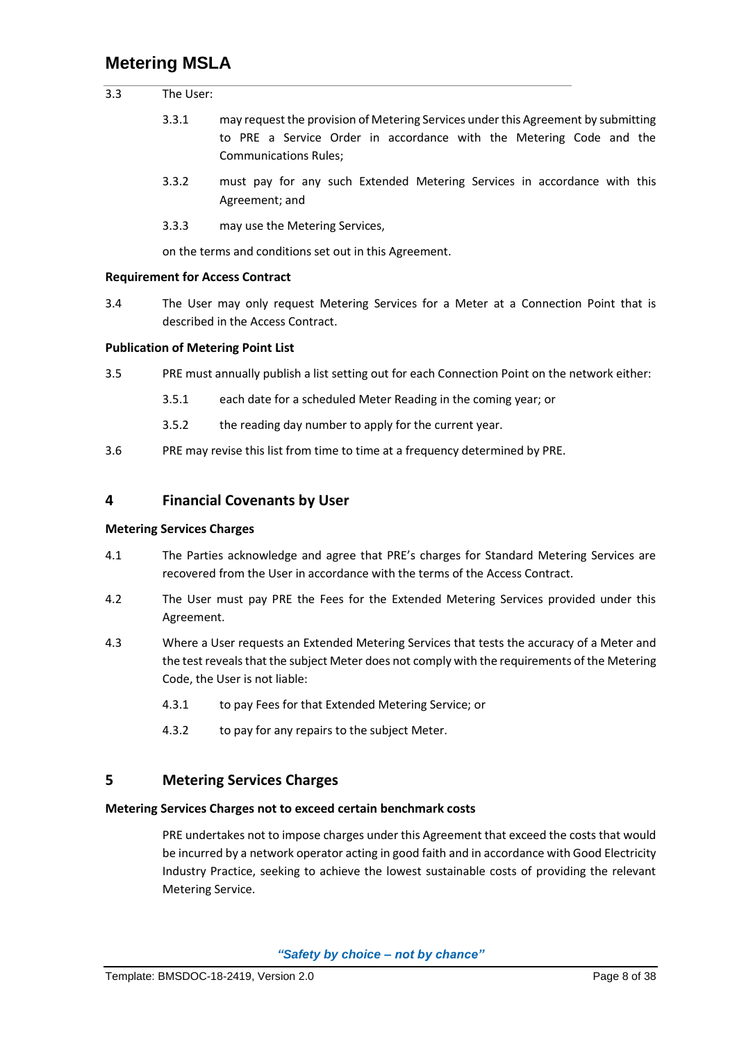3.3 The User:

3.3.1 may request the provision of Metering Services under this Agreement by submitting to PRE a Service Order in accordance with the Metering Code and the Communications Rules;

3.3.2 must pay for any such Extended Metering Services in accordance with this Agreement; and

3.3.3 may use the Metering Services,

on the terms and conditions set out in this Agreement.

**Requirement for Access Contract**

3.4 The User may only request Metering Services for a Meter at a Connection Point that is described in the Access Contract.

**Publication of Metering Point List**

3.5 PRE must annually publish a list setting out for each Connection Point on the network either:

3.5.1 each date for a scheduled Meter Reading in the coming year; or

3.5.2 the reading day number to apply for the current year.

3.6 PRE may revise this list from time to time at a frequency determined by PRE.

## 4 Financial Covenants by User

**Metering Services Charges**

4.1 The Parties acknowledge and agree that PRE's charges for Standard Metering Services are recovered from the User in accordance with the terms of the Access Contract.

4.2 The User must pay PRE the Fees for the Extended Metering Services provided under this Agreement.

4.3 Where a User requests an Extended Metering Services that tests the accuracy of a Meter and the test reveals that the subject Meter does not comply with the requirements of the Metering Code, the User is not liable:

4.3.1 to pay Fees for that Extended Metering Service; or

4.3.2 to pay for any repairs to the subject Meter.

## 5 Metering Services Charges

**Metering Services Charges not to exceed certain benchmark costs**

PRE undertakes not to impose charges under this Agreement that exceed the costs that would be incurred by a network operator acting in good faith and in accordance with Good Electricity Industry Practice, seeking to achieve the lowest sustainable costs of providing the relevant Metering Service.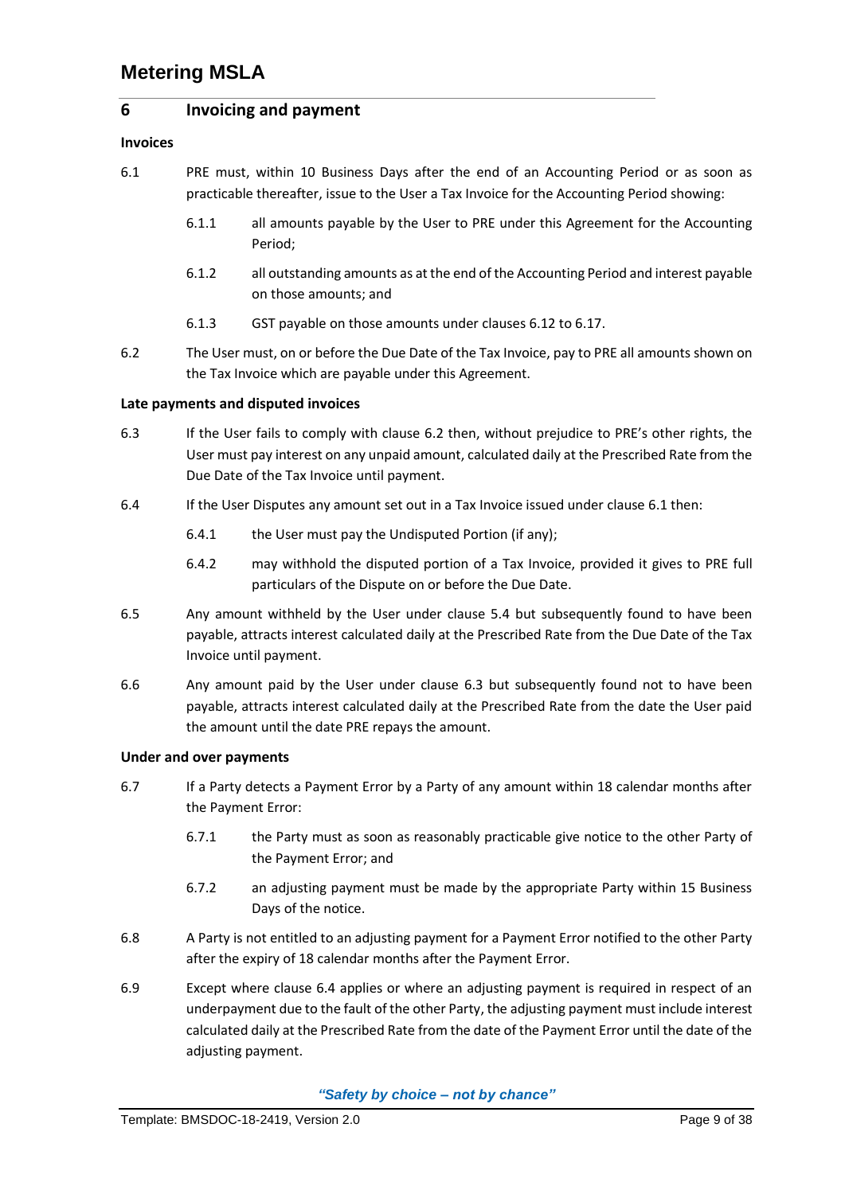## 6 Invoicing and payment

**Invoices**

6.1 PRE must, within 10 Business Days after the end of an Accounting Period or as soon as practicable thereafter, issue to the User a Tax Invoice for the Accounting Period showing:

6.1.1 all amounts payable by the User to PRE under this Agreement for the Accounting Period;

6.1.2 all outstanding amounts as at the end of the Accounting Period and interest payable on those amounts; and

6.1.3 GST payable on those amounts under clauses 6.12 to 6.17.

6.2 The User must, on or before the Due Date of the Tax Invoice, pay to PRE all amounts shown on the Tax Invoice which are payable under this Agreement.

**Late payments and disputed invoices**

6.3 If the User fails to comply with clause 6.2 then, without prejudice to PRE's other rights, the User must pay interest on any unpaid amount, calculated daily at the Prescribed Rate from the Due Date of the Tax Invoice until payment.

6.4 If the User Disputes any amount set out in a Tax Invoice issued under clause 6.1 then:

6.4.1 the User must pay the Undisputed Portion (if any);

6.4.2 may withhold the disputed portion of a Tax Invoice, provided it gives to PRE full particulars of the Dispute on or before the Due Date.

6.5 Any amount withheld by the User under clause 5.4 but subsequently found to have been payable, attracts interest calculated daily at the Prescribed Rate from the Due Date of the Tax Invoice until payment.

6.6 Any amount paid by the User under clause 6.3 but subsequently found not to have been payable, attracts interest calculated daily at the Prescribed Rate from the date the User paid the amount until the date PRE repays the amount.

**Under and over payments**

6.7 If a Party detects a Payment Error by a Party of any amount within 18 calendar months after the Payment Error:

6.7.1 the Party must as soon as reasonably practicable give notice to the other Party of the Payment Error; and

6.7.2 an adjusting payment must be made by the appropriate Party within 15 Business Days of the notice.

6.8 A Party is not entitled to an adjusting payment for a Payment Error notified to the other Party after the expiry of 18 calendar months after the Payment Error.

6.9 Except where clause 6.4 applies or where an adjusting payment is required in respect of an underpayment due to the fault of the other Party, the adjusting payment must include interest calculated daily at the Prescribed Rate from the date of the Payment Error until the date of the adjusting payment.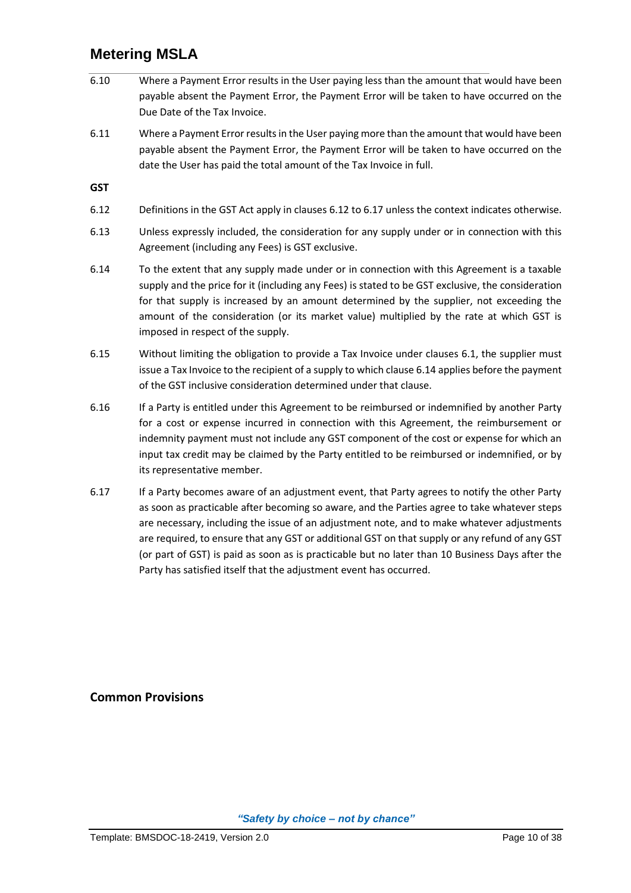6.10 Where a Payment Error results in the User paying less than the amount that would have been payable absent the Payment Error, the Payment Error will be taken to have occurred on the Due Date of the Tax Invoice.

6.11 Where a Payment Error results in the User paying more than the amount that would have been payable absent the Payment Error, the Payment Error will be taken to have occurred on the date the User has paid the total amount of the Tax Invoice in full.

**GST**

6.12 Definitions in the GST Act apply in clauses 6.12 to 6.17 unless the context indicates otherwise.

6.13 Unless expressly included, the consideration for any supply under or in connection with this Agreement (including any Fees) is GST exclusive.

6.14 To the extent that any supply made under or in connection with this Agreement is a taxable supply and the price for it (including any Fees) is stated to be GST exclusive, the consideration for that supply is increased by an amount determined by the supplier, not exceeding the amount of the consideration (or its market value) multiplied by the rate at which GST is imposed in respect of the supply.

6.15 Without limiting the obligation to provide a Tax Invoice under clauses 6.1, the supplier must issue a Tax Invoice to the recipient of a supply to which clause 6.14 applies before the payment of the GST inclusive consideration determined under that clause.

6.16 If a Party is entitled under this Agreement to be reimbursed or indemnified by another Party for a cost or expense incurred in connection with this Agreement, the reimbursement or indemnity payment must not include any GST component of the cost or expense for which an input tax credit may be claimed by the Party entitled to be reimbursed or indemnified, or by its representative member.

6.17 If a Party becomes aware of an adjustment event, that Party agrees to notify the other Party as soon as practicable after becoming so aware, and the Parties agree to take whatever steps are necessary, including the issue of an adjustment note, and to make whatever adjustments are required, to ensure that any GST or additional GST on that supply or any refund of any GST (or part of GST) is paid as soon as is practicable but no later than 10 Business Days after the Party has satisfied itself that the adjustment event has occurred.

## Common Provisions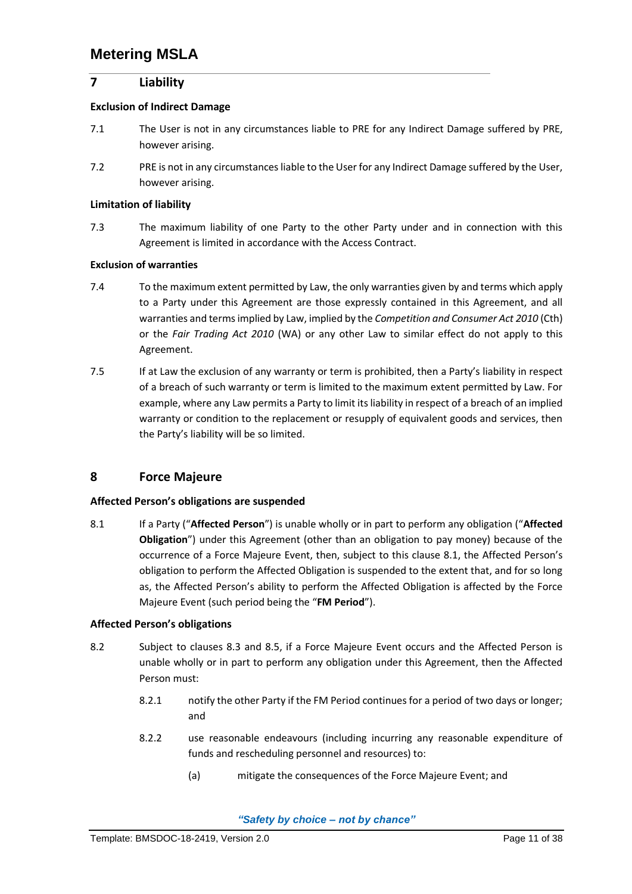## 7 Liability

**Exclusion of Indirect Damage**

7.1 The User is not in any circumstances liable to PRE for any Indirect Damage suffered by PRE, however arising.

7.2 PRE is not in any circumstances liable to the User for any Indirect Damage suffered by the User, however arising.

**Limitation of liability**

7.3 The maximum liability of one Party to the other Party under and in connection with this Agreement is limited in accordance with the Access Contract.

**Exclusion of warranties**

7.4 To the maximum extent permitted by Law, the only warranties given by and terms which apply to a Party under this Agreement are those expressly contained in this Agreement, and all warranties and terms implied by Law, implied by the *Competition and Consumer Act 2010* (Cth) or the *Fair Trading Act 2010* (WA) or any other Law to similar effect do not apply to this Agreement.

7.5 If at Law the exclusion of any warranty or term is prohibited, then a Party's liability in respect of a breach of such warranty or term is limited to the maximum extent permitted by Law. For example, where any Law permits a Party to limit its liability in respect of a breach of an implied warranty or condition to the replacement or resupply of equivalent goods and services, then the Party's liability will be so limited.

## 8 Force Majeure

**Affected Person's obligations are suspended**

8.1 If a Party ("**Affected Person**") is unable wholly or in part to perform any obligation ("**Affected Obligation**") under this Agreement (other than an obligation to pay money) because of the occurrence of a Force Majeure Event, then, subject to this clause 8.1, the Affected Person's obligation to perform the Affected Obligation is suspended to the extent that, and for so long as, the Affected Person's ability to perform the Affected Obligation is affected by the Force Majeure Event (such period being the "**FM Period**").

**Affected Person's obligations**

8.2 Subject to clauses 8.3 and 8.5, if a Force Majeure Event occurs and the Affected Person is unable wholly or in part to perform any obligation under this Agreement, then the Affected Person must:

8.2.1 notify the other Party if the FM Period continues for a period of two days or longer; and

8.2.2 use reasonable endeavours (including incurring any reasonable expenditure of funds and rescheduling personnel and resources) to:

(a) mitigate the consequences of the Force Majeure Event; and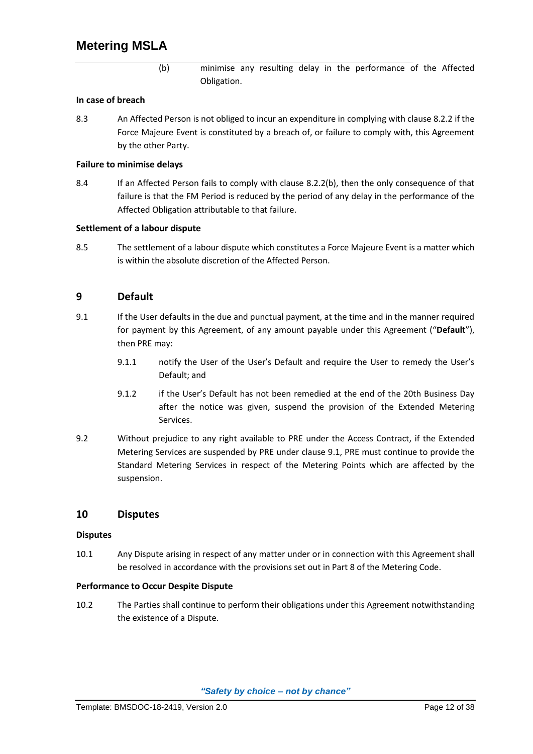(b) minimise any resulting delay in the performance of the Affected Obligation.

**In case of breach**

8.3 An Affected Person is not obliged to incur an expenditure in complying with clause 8.2.2 if the Force Majeure Event is constituted by a breach of, or failure to comply with, this Agreement by the other Party.

**Failure to minimise delays**

8.4 If an Affected Person fails to comply with clause 8.2.2(b), then the only consequence of that failure is that the FM Period is reduced by the period of any delay in the performance of the Affected Obligation attributable to that failure.

**Settlement of a labour dispute**

8.5 The settlement of a labour dispute which constitutes a Force Majeure Event is a matter which is within the absolute discretion of the Affected Person.

## 9 Default

9.1 If the User defaults in the due and punctual payment, at the time and in the manner required for payment by this Agreement, of any amount payable under this Agreement ("**Default**"), then PRE may:

9.1.1 notify the User of the User's Default and require the User to remedy the User's Default; and

9.1.2 if the User's Default has not been remedied at the end of the 20th Business Day after the notice was given, suspend the provision of the Extended Metering Services.

9.2 Without prejudice to any right available to PRE under the Access Contract, if the Extended Metering Services are suspended by PRE under clause 9.1, PRE must continue to provide the Standard Metering Services in respect of the Metering Points which are affected by the suspension.

## 10 Disputes

**Disputes**

10.1 Any Dispute arising in respect of any matter under or in connection with this Agreement shall be resolved in accordance with the provisions set out in Part 8 of the Metering Code.

**Performance to Occur Despite Dispute**

10.2 The Parties shall continue to perform their obligations under this Agreement notwithstanding the existence of a Dispute.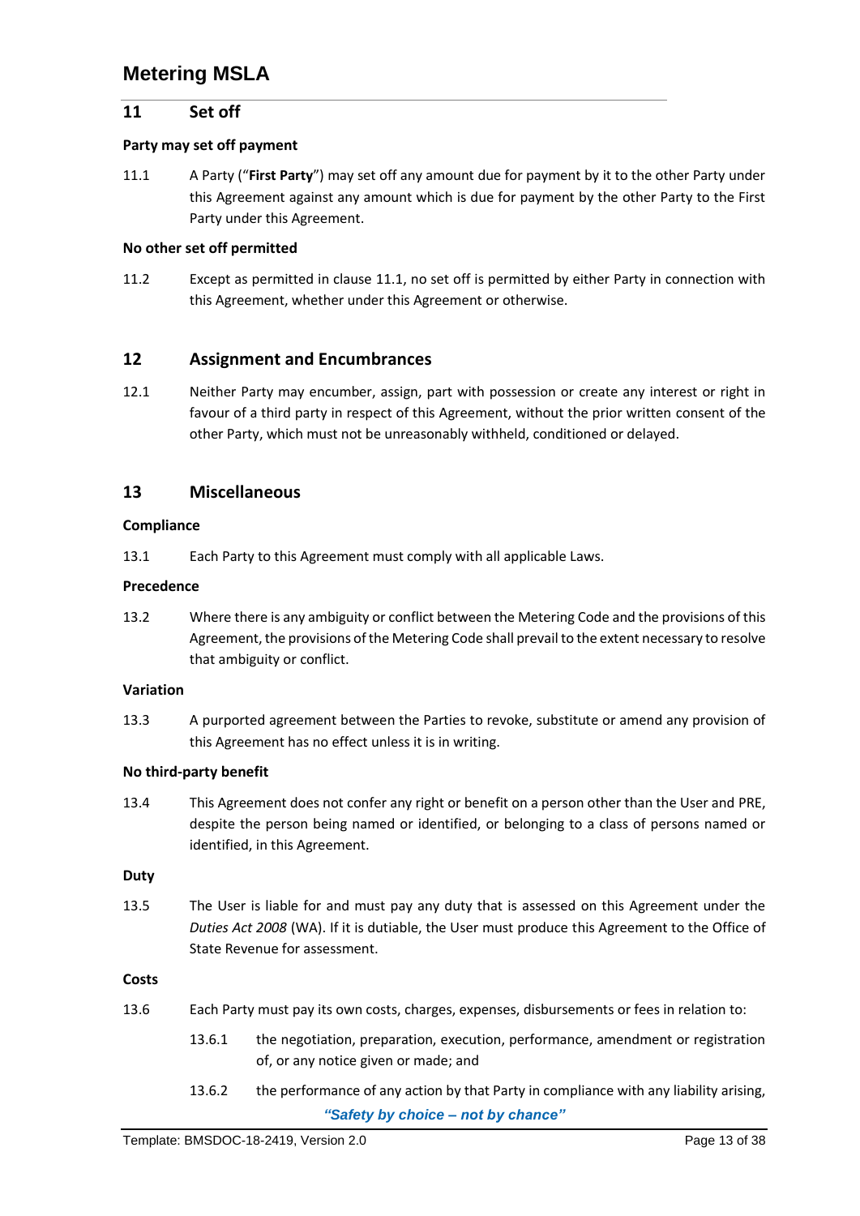## 11 Set off

**Party may set off payment**

11.1 A Party ("**First Party**") may set off any amount due for payment by it to the other Party under this Agreement against any amount which is due for payment by the other Party to the First Party under this Agreement.

**No other set off permitted**

11.2 Except as permitted in clause 11.1, no set off is permitted by either Party in connection with this Agreement, whether under this Agreement or otherwise.

## 12 Assignment and Encumbrances

12.1 Neither Party may encumber, assign, part with possession or create any interest or right in favour of a third party in respect of this Agreement, without the prior written consent of the other Party, which must not be unreasonably withheld, conditioned or delayed.

## 13 Miscellaneous

**Compliance**

13.1 Each Party to this Agreement must comply with all applicable Laws.

**Precedence**

13.2 Where there is any ambiguity or conflict between the Metering Code and the provisions of this Agreement, the provisions of the Metering Code shall prevail to the extent necessary to resolve that ambiguity or conflict.

**Variation**

13.3 A purported agreement between the Parties to revoke, substitute or amend any provision of this Agreement has no effect unless it is in writing.

**No third-party benefit**

13.4 This Agreement does not confer any right or benefit on a person other than the User and PRE, despite the person being named or identified, or belonging to a class of persons named or identified, in this Agreement.

**Duty**

13.5 The User is liable for and must pay any duty that is assessed on this Agreement under the *Duties Act 2008* (WA). If it is dutiable, the User must produce this Agreement to the Office of State Revenue for assessment.

**Costs**

13.6 Each Party must pay its own costs, charges, expenses, disbursements or fees in relation to:

13.6.1 the negotiation, preparation, execution, performance, amendment or registration of, or any notice given or made; and

13.6.2 the performance of any action by that Party in compliance with any liability arising,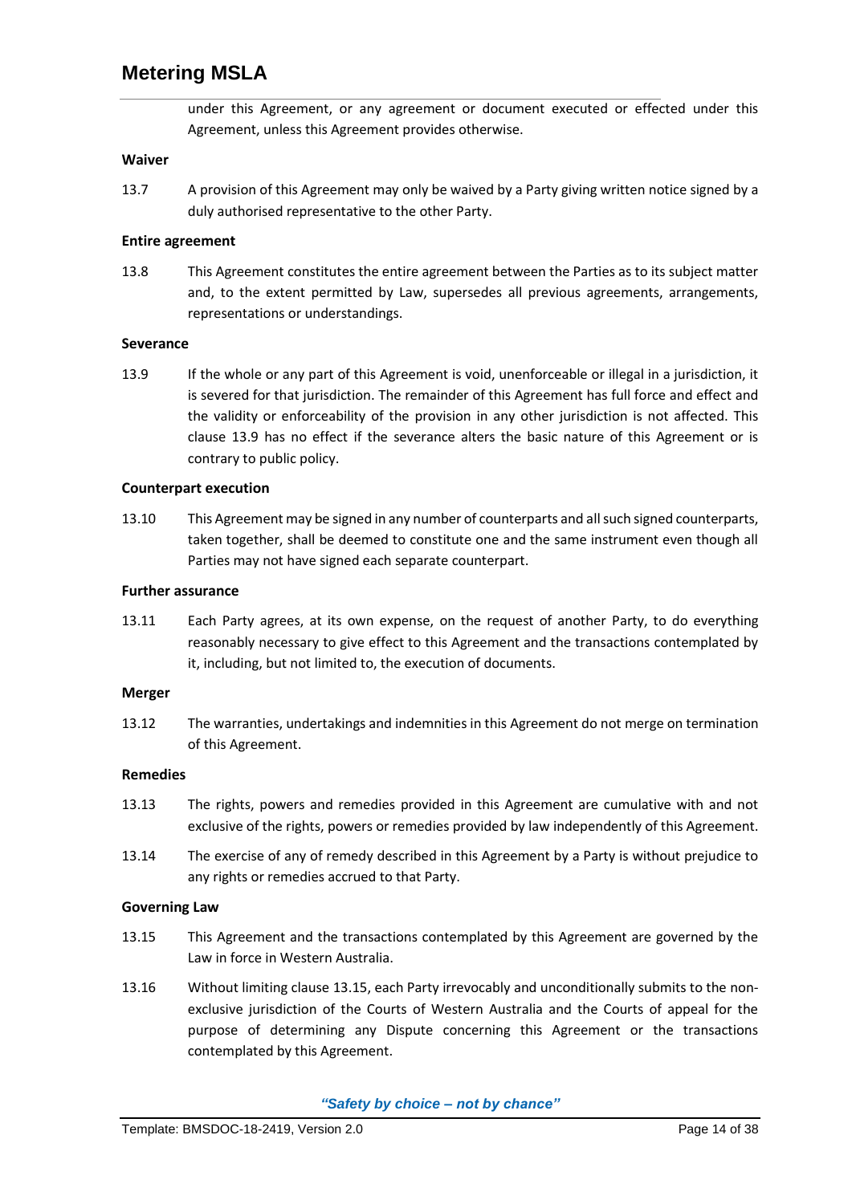under this Agreement, or any agreement or document executed or effected under this Agreement, unless this Agreement provides otherwise.

**Waiver**

13.7 A provision of this Agreement may only be waived by a Party giving written notice signed by a duly authorised representative to the other Party.

**Entire agreement**

13.8 This Agreement constitutes the entire agreement between the Parties as to its subject matter and, to the extent permitted by Law, supersedes all previous agreements, arrangements, representations or understandings.

**Severance**

13.9 If the whole or any part of this Agreement is void, unenforceable or illegal in a jurisdiction, it is severed for that jurisdiction. The remainder of this Agreement has full force and effect and the validity or enforceability of the provision in any other jurisdiction is not affected. This clause 13.9 has no effect if the severance alters the basic nature of this Agreement or is contrary to public policy.

**Counterpart execution**

13.10 This Agreement may be signed in any number of counterparts and all such signed counterparts, taken together, shall be deemed to constitute one and the same instrument even though all Parties may not have signed each separate counterpart.

**Further assurance**

13.11 Each Party agrees, at its own expense, on the request of another Party, to do everything reasonably necessary to give effect to this Agreement and the transactions contemplated by it, including, but not limited to, the execution of documents.

**Merger**

13.12 The warranties, undertakings and indemnities in this Agreement do not merge on termination of this Agreement.

**Remedies**

13.13 The rights, powers and remedies provided in this Agreement are cumulative with and not exclusive of the rights, powers or remedies provided by law independently of this Agreement.

13.14 The exercise of any of remedy described in this Agreement by a Party is without prejudice to any rights or remedies accrued to that Party.

**Governing Law**

13.15 This Agreement and the transactions contemplated by this Agreement are governed by the Law in force in Western Australia.

13.16 Without limiting clause 13.15, each Party irrevocably and unconditionally submits to the non-exclusive jurisdiction of the Courts of Western Australia and the Courts of appeal for the purpose of determining any Dispute concerning this Agreement or the transactions contemplated by this Agreement.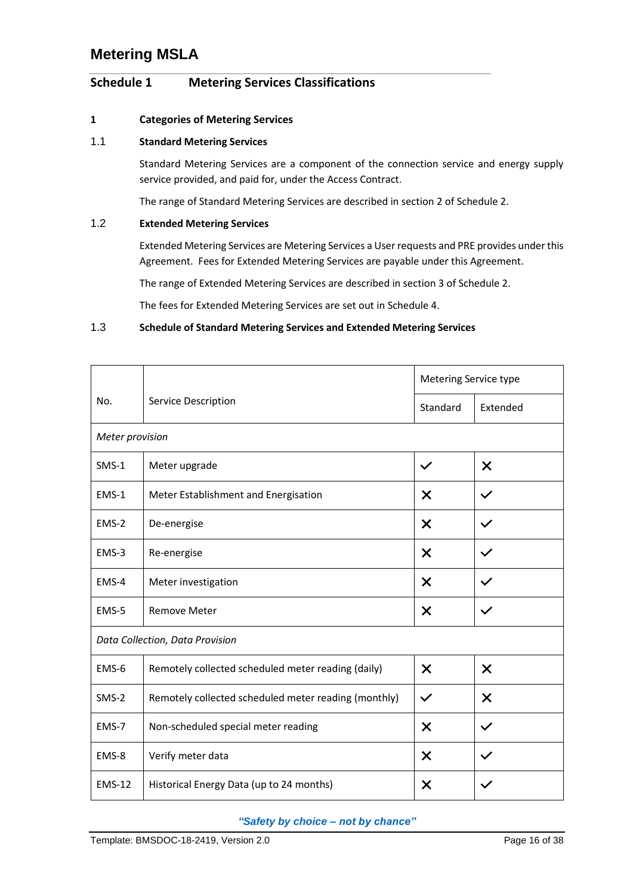# Metering MSLA

## Schedule 1 Metering Services Classifications

### 1 Categories of Metering Services

#### 1.1 Standard Metering Services

Standard Metering Services are a component of the connection service and energy supply service provided, and paid for, under the Access Contract.

The range of Standard Metering Services are described in section 2 of Schedule 2.

#### 1.2 Extended Metering Services

Extended Metering Services are Metering Services a User requests and PRE provides under this Agreement. Fees for Extended Metering Services are payable under this Agreement.

The range of Extended Metering Services are described in section 3 of Schedule 2.

The fees for Extended Metering Services are set out in Schedule 4.

#### 1.3 Schedule of Standard Metering Services and Extended Metering Services

| No. | Service Description | Metering Service type | |
|---|---|---|---|
| | | Standard | Extended |
| *Meter provision* | | | |
| SMS-1 | Meter upgrade | ✓ | ✗ |
| EMS-1 | Meter Establishment and Energisation | ✗ | ✓ |
| EMS-2 | De-energise | ✗ | ✓ |
| EMS-3 | Re-energise | ✗ | ✓ |
| EMS-4 | Meter investigation | ✗ | ✓ |
| EMS-5 | Remove Meter | ✗ | ✓ |
| *Data Collection, Data Provision* | | | |
| EMS-6 | Remotely collected scheduled meter reading (daily) | ✗ | ✗ |
| SMS-2 | Remotely collected scheduled meter reading (monthly) | ✓ | ✗ |
| EMS-7 | Non-scheduled special meter reading | ✗ | ✓ |
| EMS-8 | Verify meter data | ✗ | ✓ |
| EMS-12 | Historical Energy Data (up to 24 months) | ✗ | ✓ |

*"Safety by choice – not by chance"*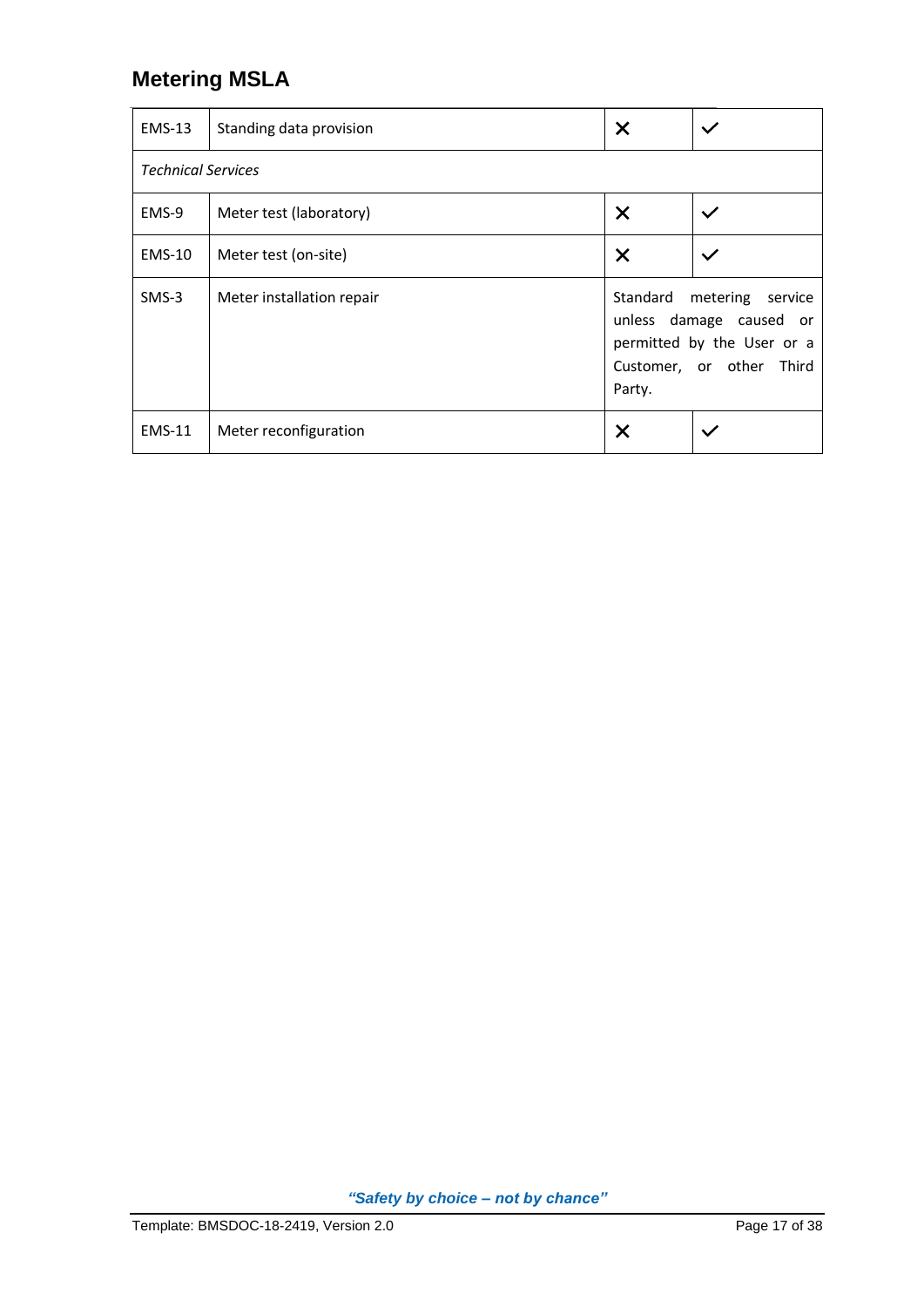## Metering MSLA

| | | | |
|---|---|---|---|
| EMS-13 | Standing data provision | ✗ | ✓ |
| *Technical Services* | | | |
| EMS-9 | Meter test (laboratory) | ✗ | ✓ |
| EMS-10 | Meter test (on-site) | ✗ | ✓ |
| SMS-3 | Meter installation repair | Standard metering service unless damage caused or permitted by the User or a Customer, or other Third Party. | |
| EMS-11 | Meter reconfiguration | ✗ | ✓ |

*"Safety by choice – not by chance"*

Template: BMSDOC-18-2419, Version 2.0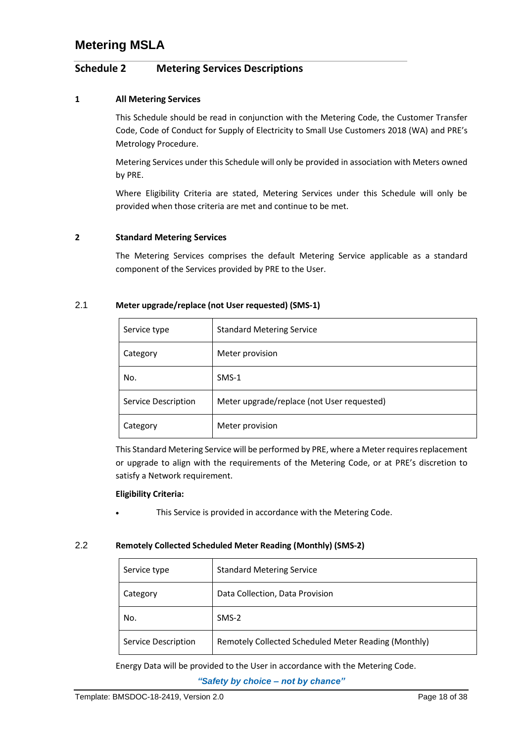# Metering MSLA

## Schedule 2 Metering Services Descriptions

### 1 All Metering Services

This Schedule should be read in conjunction with the Metering Code, the Customer Transfer Code, Code of Conduct for Supply of Electricity to Small Use Customers 2018 (WA) and PRE's Metrology Procedure.

Metering Services under this Schedule will only be provided in association with Meters owned by PRE.

Where Eligibility Criteria are stated, Metering Services under this Schedule will only be provided when those criteria are met and continue to be met.

### 2 Standard Metering Services

The Metering Services comprises the default Metering Service applicable as a standard component of the Services provided by PRE to the User.

#### 2.1 Meter upgrade/replace (not User requested) (SMS-1)

| Service type | Standard Metering Service |
|---|---|
| Category | Meter provision |
| No. | SMS-1 |
| Service Description | Meter upgrade/replace (not User requested) |
| Category | Meter provision |

This Standard Metering Service will be performed by PRE, where a Meter requires replacement or upgrade to align with the requirements of the Metering Code, or at PRE's discretion to satisfy a Network requirement.

**Eligibility Criteria:**

- This Service is provided in accordance with the Metering Code.

#### 2.2 Remotely Collected Scheduled Meter Reading (Monthly) (SMS-2)

| Service type | Standard Metering Service |
|---|---|
| Category | Data Collection, Data Provision |
| No. | SMS-2 |
| Service Description | Remotely Collected Scheduled Meter Reading (Monthly) |

Energy Data will be provided to the User in accordance with the Metering Code.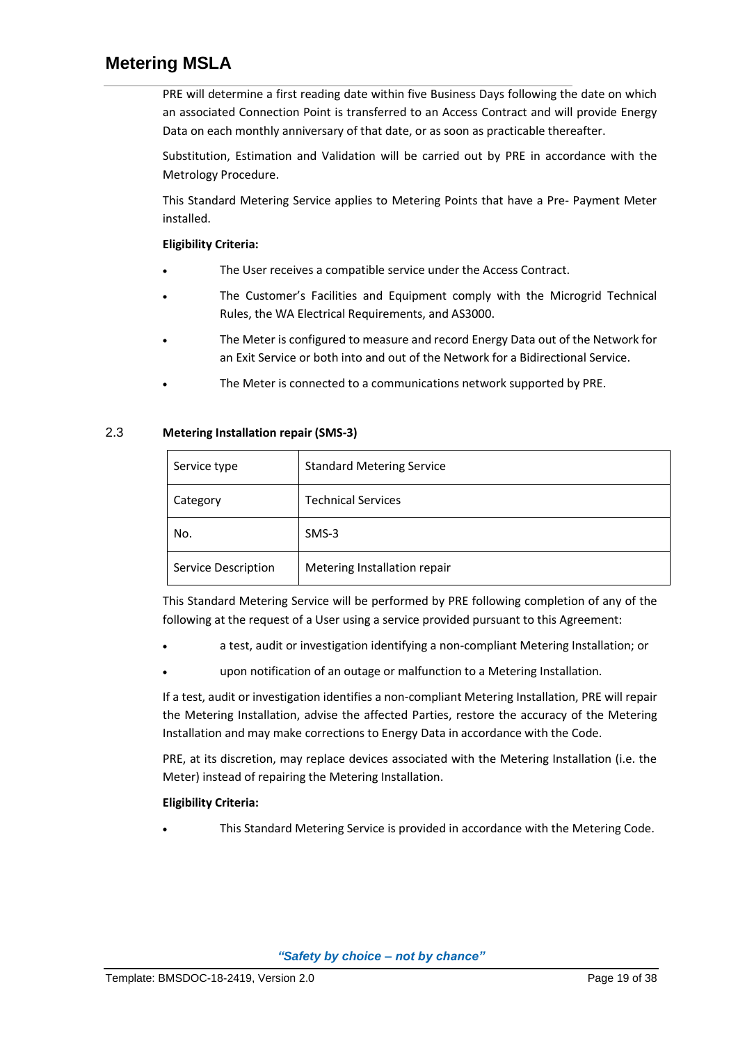PRE will determine a first reading date within five Business Days following the date on which an associated Connection Point is transferred to an Access Contract and will provide Energy Data on each monthly anniversary of that date, or as soon as practicable thereafter.

Substitution, Estimation and Validation will be carried out by PRE in accordance with the Metrology Procedure.

This Standard Metering Service applies to Metering Points that have a Pre- Payment Meter installed.

**Eligibility Criteria:**

- The User receives a compatible service under the Access Contract.
- The Customer's Facilities and Equipment comply with the Microgrid Technical Rules, the WA Electrical Requirements, and AS3000.
- The Meter is configured to measure and record Energy Data out of the Network for an Exit Service or both into and out of the Network for a Bidirectional Service.
- The Meter is connected to a communications network supported by PRE.

## 2.3 Metering Installation repair (SMS-3)

| Service type | Standard Metering Service |
|---|---|
| Category | Technical Services |
| No. | SMS-3 |
| Service Description | Metering Installation repair |

This Standard Metering Service will be performed by PRE following completion of any of the following at the request of a User using a service provided pursuant to this Agreement:

- a test, audit or investigation identifying a non-compliant Metering Installation; or
- upon notification of an outage or malfunction to a Metering Installation.

If a test, audit or investigation identifies a non-compliant Metering Installation, PRE will repair the Metering Installation, advise the affected Parties, restore the accuracy of the Metering Installation and may make corrections to Energy Data in accordance with the Code.

PRE, at its discretion, may replace devices associated with the Metering Installation (i.e. the Meter) instead of repairing the Metering Installation.

**Eligibility Criteria:**

- This Standard Metering Service is provided in accordance with the Metering Code.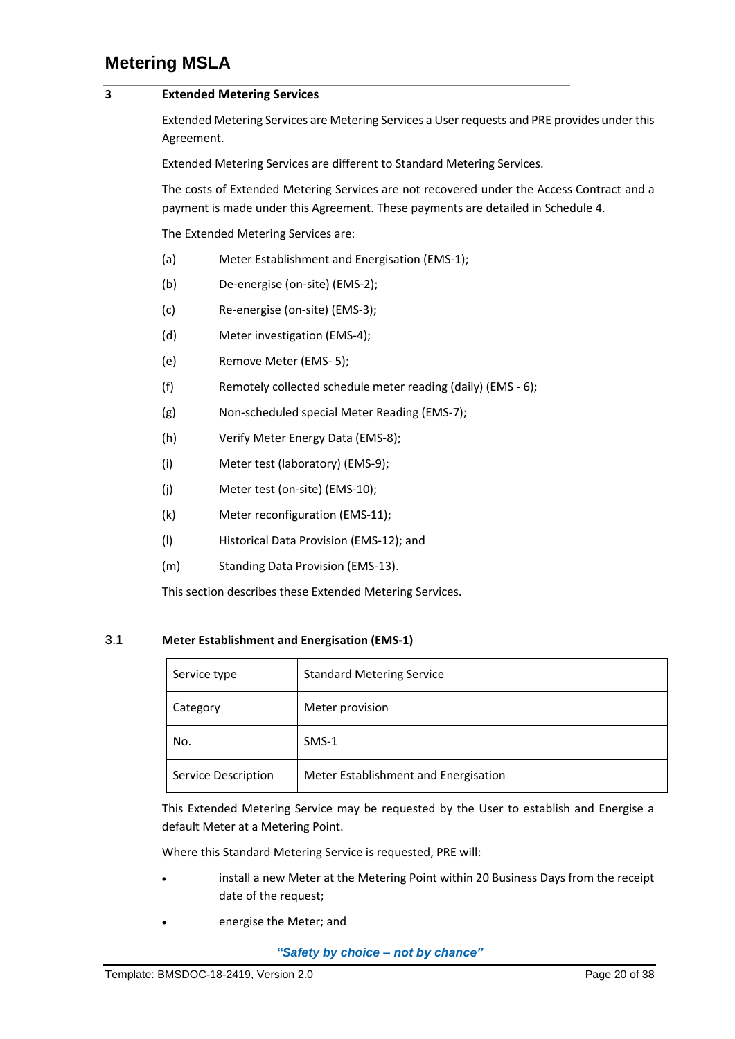## 3 Extended Metering Services

Extended Metering Services are Metering Services a User requests and PRE provides under this Agreement.

Extended Metering Services are different to Standard Metering Services.

The costs of Extended Metering Services are not recovered under the Access Contract and a payment is made under this Agreement. These payments are detailed in Schedule 4.

The Extended Metering Services are:

(a) Meter Establishment and Energisation (EMS-1);

(b) De-energise (on-site) (EMS-2);

(c) Re-energise (on-site) (EMS-3);

(d) Meter investigation (EMS-4);

(e) Remove Meter (EMS- 5);

(f) Remotely collected schedule meter reading (daily) (EMS - 6);

(g) Non-scheduled special Meter Reading (EMS-7);

(h) Verify Meter Energy Data (EMS-8);

(i) Meter test (laboratory) (EMS-9);

(j) Meter test (on-site) (EMS-10);

(k) Meter reconfiguration (EMS-11);

(l) Historical Data Provision (EMS-12); and

(m) Standing Data Provision (EMS-13).

This section describes these Extended Metering Services.

### 3.1 Meter Establishment and Energisation (EMS-1)

| Service type | Standard Metering Service |
|---|---|
| Category | Meter provision |
| No. | SMS-1 |
| Service Description | Meter Establishment and Energisation |

This Extended Metering Service may be requested by the User to establish and Energise a default Meter at a Metering Point.

Where this Standard Metering Service is requested, PRE will:

- install a new Meter at the Metering Point within 20 Business Days from the receipt date of the request;
- energise the Meter; and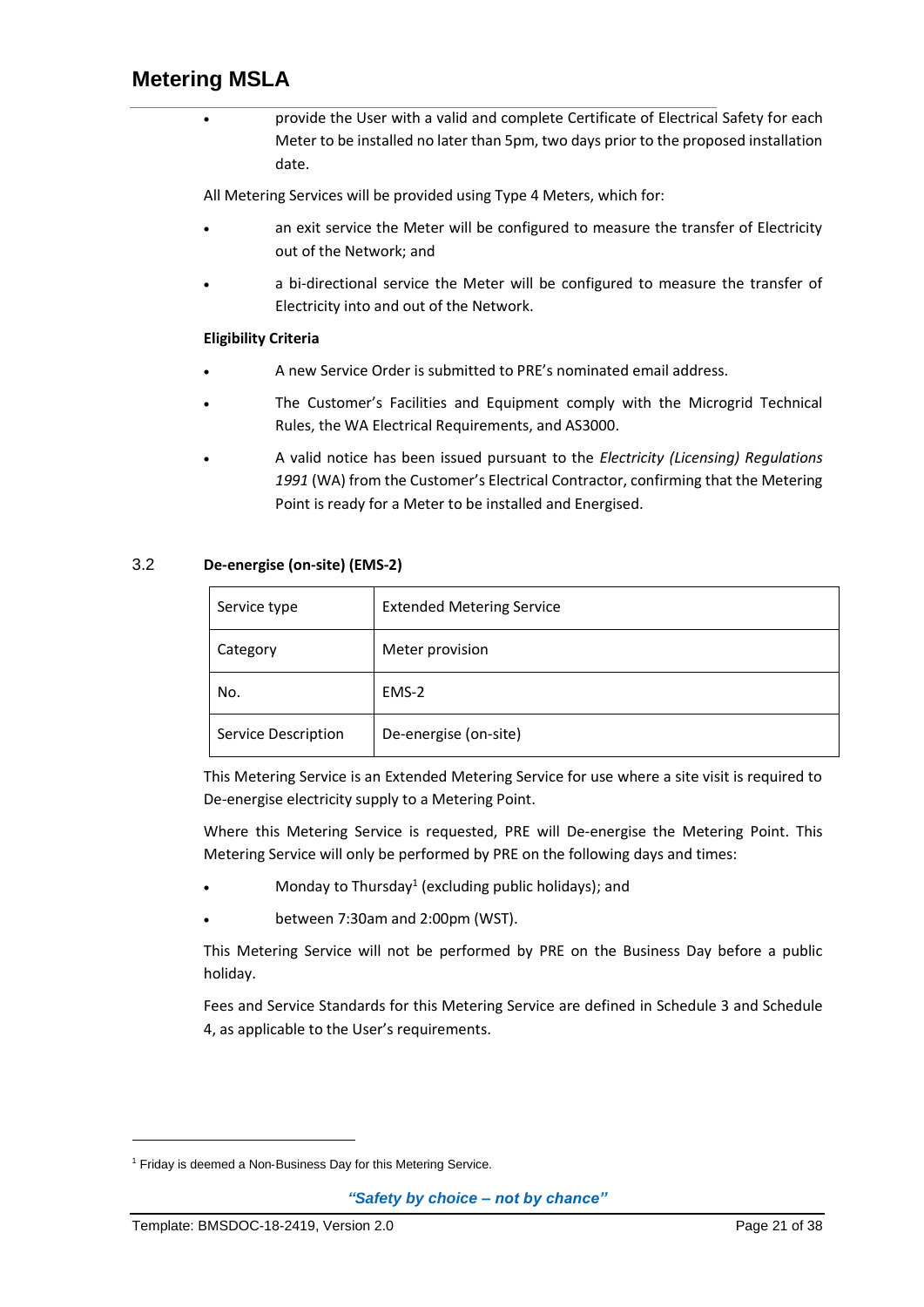- provide the User with a valid and complete Certificate of Electrical Safety for each Meter to be installed no later than 5pm, two days prior to the proposed installation date.

All Metering Services will be provided using Type 4 Meters, which for:

- an exit service the Meter will be configured to measure the transfer of Electricity out of the Network; and
- a bi-directional service the Meter will be configured to measure the transfer of Electricity into and out of the Network.

**Eligibility Criteria**

- A new Service Order is submitted to PRE's nominated email address.
- The Customer's Facilities and Equipment comply with the Microgrid Technical Rules, the WA Electrical Requirements, and AS3000.
- A valid notice has been issued pursuant to the *Electricity (Licensing) Regulations 1991* (WA) from the Customer's Electrical Contractor, confirming that the Metering Point is ready for a Meter to be installed and Energised.

## 3.2 De-energise (on-site) (EMS-2)

| Service type | Extended Metering Service |
|---|---|
| Category | Meter provision |
| No. | EMS-2 |
| Service Description | De-energise (on-site) |

This Metering Service is an Extended Metering Service for use where a site visit is required to De-energise electricity supply to a Metering Point.

Where this Metering Service is requested, PRE will De-energise the Metering Point. This Metering Service will only be performed by PRE on the following days and times:

- Monday to Thursday[1] (excluding public holidays); and
- between 7:30am and 2:00pm (WST).

This Metering Service will not be performed by PRE on the Business Day before a public holiday.

Fees and Service Standards for this Metering Service are defined in Schedule 3 and Schedule 4, as applicable to the User's requirements.

[1] Friday is deemed a Non-Business Day for this Metering Service.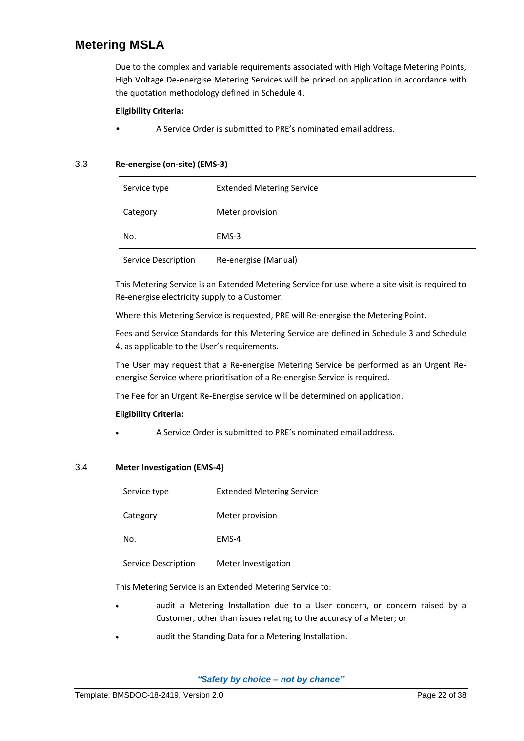Due to the complex and variable requirements associated with High Voltage Metering Points, High Voltage De-energise Metering Services will be priced on application in accordance with the quotation methodology defined in Schedule 4.

**Eligibility Criteria:**

- A Service Order is submitted to PRE's nominated email address.

### 3.3 Re-energise (on-site) (EMS-3)

| Service type | Extended Metering Service |
|---|---|
| Category | Meter provision |
| No. | EMS-3 |
| Service Description | Re-energise (Manual) |

This Metering Service is an Extended Metering Service for use where a site visit is required to Re-energise electricity supply to a Customer.

Where this Metering Service is requested, PRE will Re-energise the Metering Point.

Fees and Service Standards for this Metering Service are defined in Schedule 3 and Schedule 4, as applicable to the User's requirements.

The User may request that a Re-energise Metering Service be performed as an Urgent Re-energise Service where prioritisation of a Re-energise Service is required.

The Fee for an Urgent Re-Energise service will be determined on application.

**Eligibility Criteria:**

- A Service Order is submitted to PRE's nominated email address.

### 3.4 Meter Investigation (EMS-4)

| Service type | Extended Metering Service |
|---|---|
| Category | Meter provision |
| No. | EMS-4 |
| Service Description | Meter Investigation |

This Metering Service is an Extended Metering Service to:

- audit a Metering Installation due to a User concern, or concern raised by a Customer, other than issues relating to the accuracy of a Meter; or
- audit the Standing Data for a Metering Installation.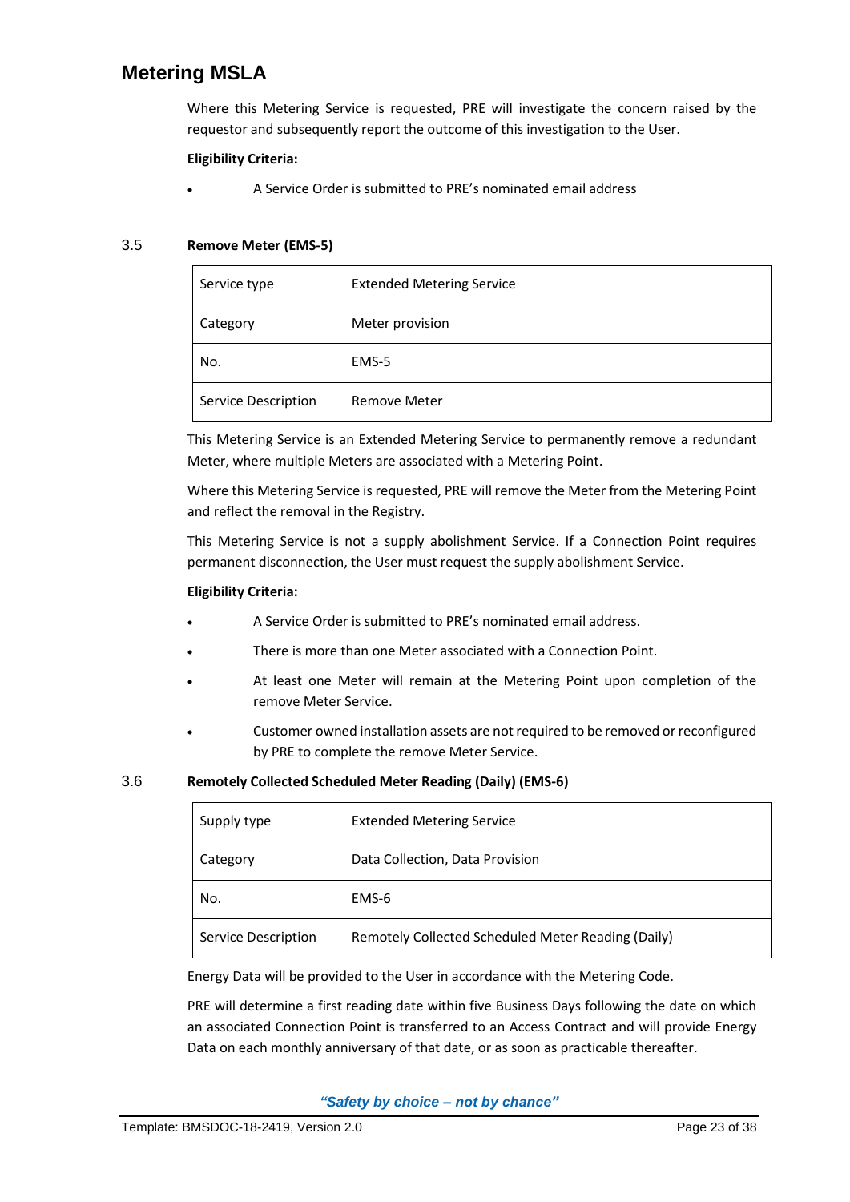Where this Metering Service is requested, PRE will investigate the concern raised by the requestor and subsequently report the outcome of this investigation to the User.

**Eligibility Criteria:**

- A Service Order is submitted to PRE's nominated email address

### 3.5 Remove Meter (EMS-5)

| Service type | Extended Metering Service |
|---|---|
| Category | Meter provision |
| No. | EMS-5 |
| Service Description | Remove Meter |

This Metering Service is an Extended Metering Service to permanently remove a redundant Meter, where multiple Meters are associated with a Metering Point.

Where this Metering Service is requested, PRE will remove the Meter from the Metering Point and reflect the removal in the Registry.

This Metering Service is not a supply abolishment Service. If a Connection Point requires permanent disconnection, the User must request the supply abolishment Service.

**Eligibility Criteria:**

- A Service Order is submitted to PRE's nominated email address.
- There is more than one Meter associated with a Connection Point.
- At least one Meter will remain at the Metering Point upon completion of the remove Meter Service.
- Customer owned installation assets are not required to be removed or reconfigured by PRE to complete the remove Meter Service.

### 3.6 Remotely Collected Scheduled Meter Reading (Daily) (EMS-6)

| Supply type | Extended Metering Service |
|---|---|
| Category | Data Collection, Data Provision |
| No. | EMS-6 |
| Service Description | Remotely Collected Scheduled Meter Reading (Daily) |

Energy Data will be provided to the User in accordance with the Metering Code.

PRE will determine a first reading date within five Business Days following the date on which an associated Connection Point is transferred to an Access Contract and will provide Energy Data on each monthly anniversary of that date, or as soon as practicable thereafter.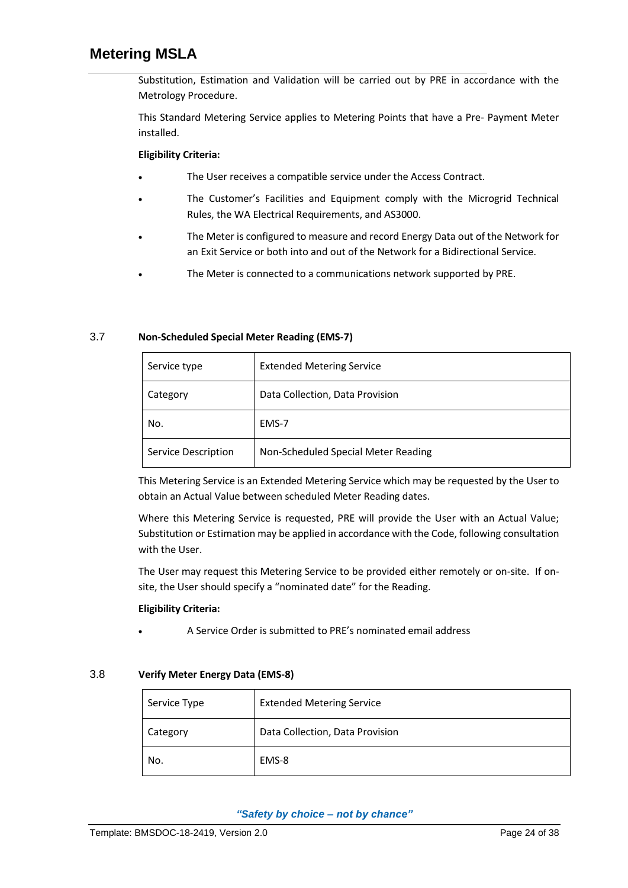Substitution, Estimation and Validation will be carried out by PRE in accordance with the Metrology Procedure.

This Standard Metering Service applies to Metering Points that have a Pre- Payment Meter installed.

**Eligibility Criteria:**

- The User receives a compatible service under the Access Contract.
- The Customer's Facilities and Equipment comply with the Microgrid Technical Rules, the WA Electrical Requirements, and AS3000.
- The Meter is configured to measure and record Energy Data out of the Network for an Exit Service or both into and out of the Network for a Bidirectional Service.
- The Meter is connected to a communications network supported by PRE.

## 3.7 Non-Scheduled Special Meter Reading (EMS-7)

| Service type | Extended Metering Service |
|---|---|
| Category | Data Collection, Data Provision |
| No. | EMS-7 |
| Service Description | Non-Scheduled Special Meter Reading |

This Metering Service is an Extended Metering Service which may be requested by the User to obtain an Actual Value between scheduled Meter Reading dates.

Where this Metering Service is requested, PRE will provide the User with an Actual Value; Substitution or Estimation may be applied in accordance with the Code, following consultation with the User.

The User may request this Metering Service to be provided either remotely or on-site. If on-site, the User should specify a "nominated date" for the Reading.

**Eligibility Criteria:**

- A Service Order is submitted to PRE's nominated email address

## 3.8 Verify Meter Energy Data (EMS-8)

| Service Type | Extended Metering Service |
|---|---|
| Category | Data Collection, Data Provision |
| No. | EMS-8 |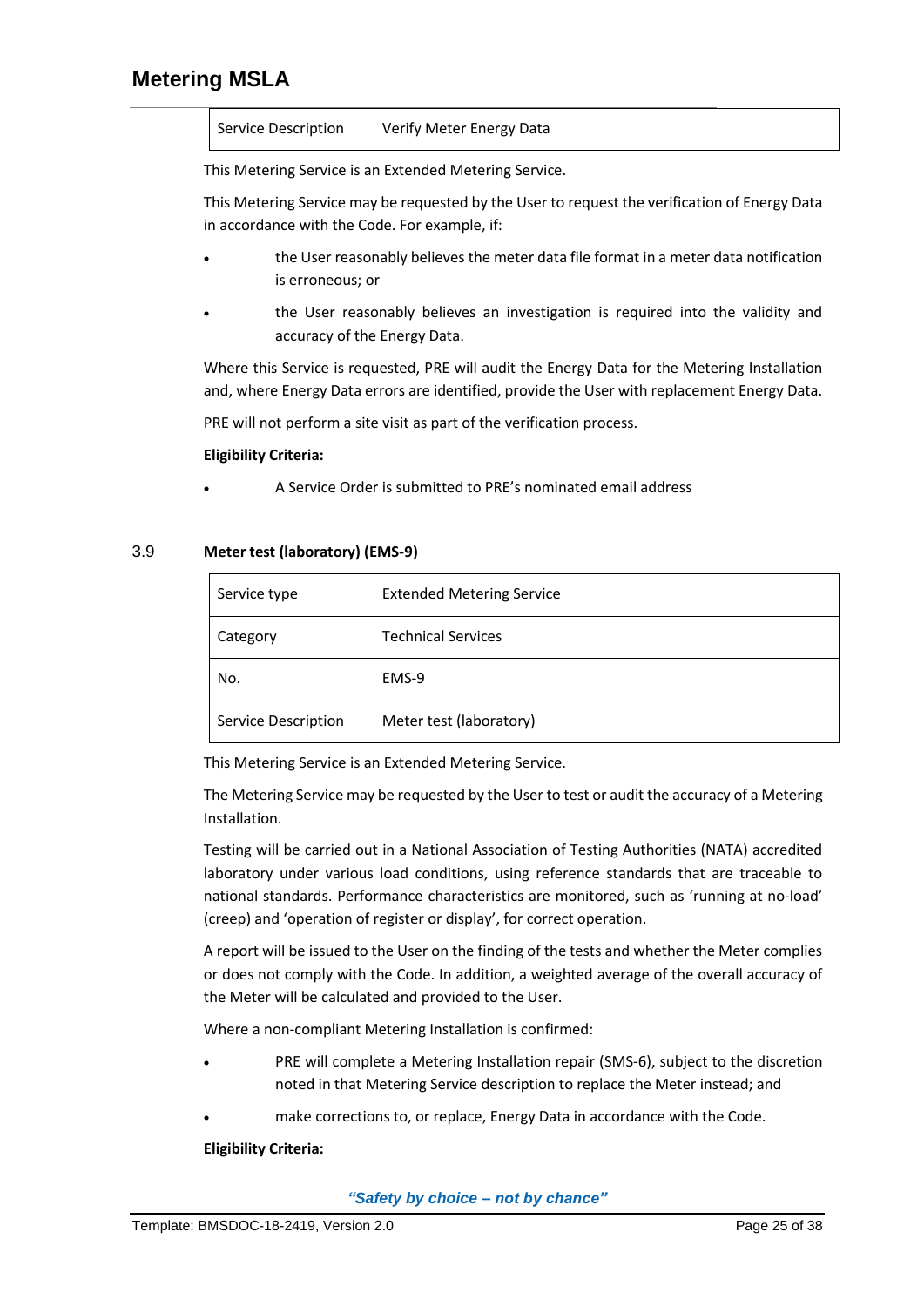| Service Description | Verify Meter Energy Data |
|---|---|

This Metering Service is an Extended Metering Service.

This Metering Service may be requested by the User to request the verification of Energy Data in accordance with the Code. For example, if:

- the User reasonably believes the meter data file format in a meter data notification is erroneous; or
- the User reasonably believes an investigation is required into the validity and accuracy of the Energy Data.

Where this Service is requested, PRE will audit the Energy Data for the Metering Installation and, where Energy Data errors are identified, provide the User with replacement Energy Data.

PRE will not perform a site visit as part of the verification process.

**Eligibility Criteria:**

- A Service Order is submitted to PRE's nominated email address

### 3.9 Meter test (laboratory) (EMS-9)

| Service type | Extended Metering Service |
|---|---|
| Category | Technical Services |
| No. | EMS-9 |
| Service Description | Meter test (laboratory) |

This Metering Service is an Extended Metering Service.

The Metering Service may be requested by the User to test or audit the accuracy of a Metering Installation.

Testing will be carried out in a National Association of Testing Authorities (NATA) accredited laboratory under various load conditions, using reference standards that are traceable to national standards. Performance characteristics are monitored, such as 'running at no-load' (creep) and 'operation of register or display', for correct operation.

A report will be issued to the User on the finding of the tests and whether the Meter complies or does not comply with the Code. In addition, a weighted average of the overall accuracy of the Meter will be calculated and provided to the User.

Where a non-compliant Metering Installation is confirmed:

- PRE will complete a Metering Installation repair (SMS-6), subject to the discretion noted in that Metering Service description to replace the Meter instead; and
- make corrections to, or replace, Energy Data in accordance with the Code.

**Eligibility Criteria:**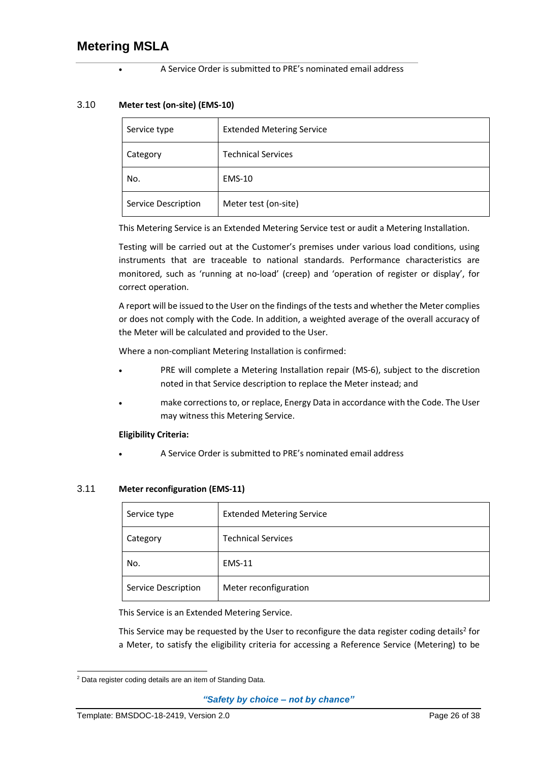- A Service Order is submitted to PRE's nominated email address

### 3.10 Meter test (on-site) (EMS-10)

| Service type | Extended Metering Service |
|---|---|
| Category | Technical Services |
| No. | EMS-10 |
| Service Description | Meter test (on-site) |

This Metering Service is an Extended Metering Service test or audit a Metering Installation.

Testing will be carried out at the Customer's premises under various load conditions, using instruments that are traceable to national standards. Performance characteristics are monitored, such as 'running at no-load' (creep) and 'operation of register or display', for correct operation.

A report will be issued to the User on the findings of the tests and whether the Meter complies or does not comply with the Code. In addition, a weighted average of the overall accuracy of the Meter will be calculated and provided to the User.

Where a non-compliant Metering Installation is confirmed:

- PRE will complete a Metering Installation repair (MS-6), subject to the discretion noted in that Service description to replace the Meter instead; and
- make corrections to, or replace, Energy Data in accordance with the Code. The User may witness this Metering Service.

**Eligibility Criteria:**

- A Service Order is submitted to PRE's nominated email address

### 3.11 Meter reconfiguration (EMS-11)

| Service type | Extended Metering Service |
|---|---|
| Category | Technical Services |
| No. | EMS-11 |
| Service Description | Meter reconfiguration |

This Service is an Extended Metering Service.

This Service may be requested by the User to reconfigure the data register coding details[2] for a Meter, to satisfy the eligibility criteria for accessing a Reference Service (Metering) to be

[2] Data register coding details are an item of Standing Data.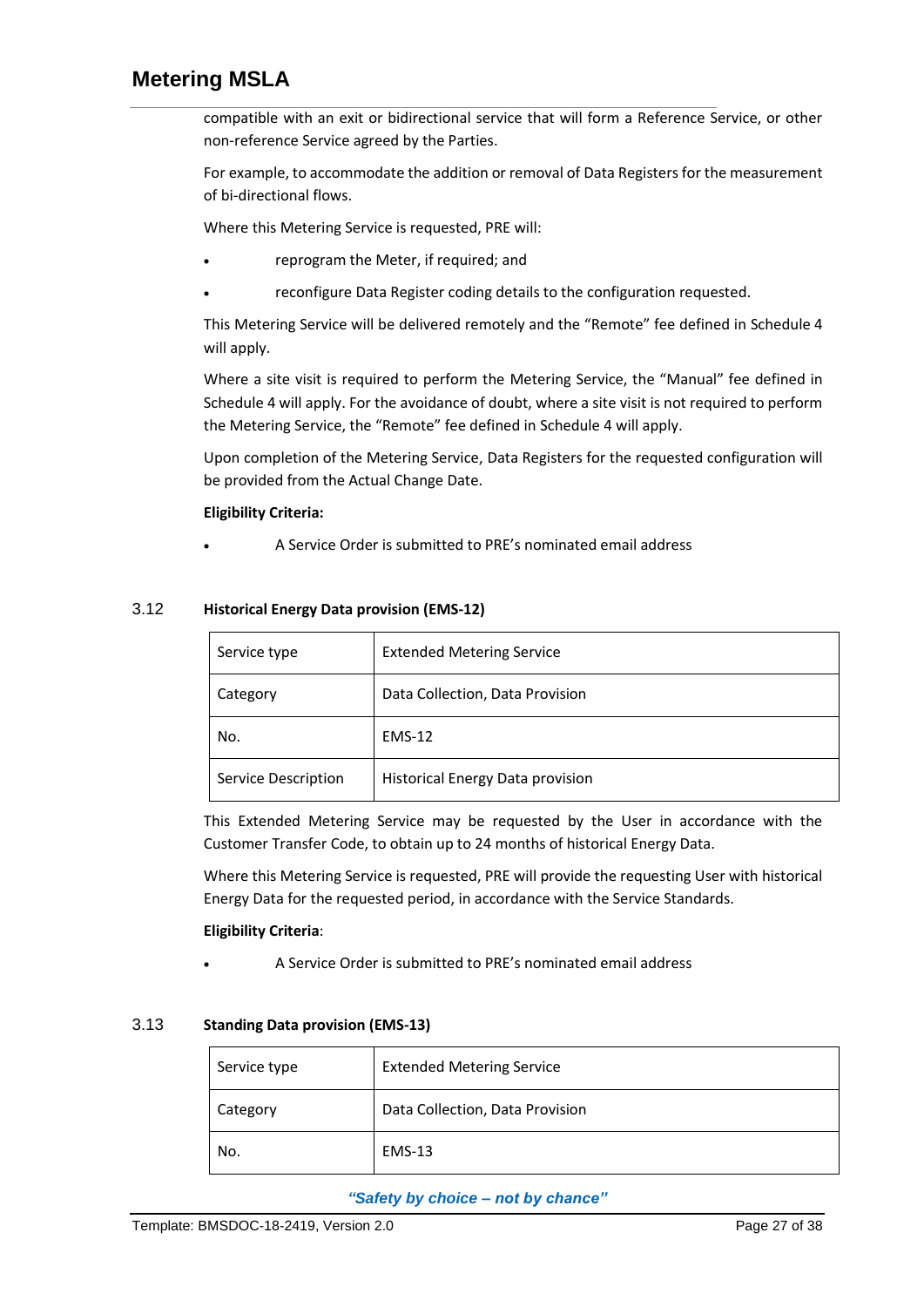compatible with an exit or bidirectional service that will form a Reference Service, or other non-reference Service agreed by the Parties.

For example, to accommodate the addition or removal of Data Registers for the measurement of bi-directional flows.

Where this Metering Service is requested, PRE will:

- reprogram the Meter, if required; and
- reconfigure Data Register coding details to the configuration requested.

This Metering Service will be delivered remotely and the "Remote" fee defined in Schedule 4 will apply.

Where a site visit is required to perform the Metering Service, the "Manual" fee defined in Schedule 4 will apply. For the avoidance of doubt, where a site visit is not required to perform the Metering Service, the "Remote" fee defined in Schedule 4 will apply.

Upon completion of the Metering Service, Data Registers for the requested configuration will be provided from the Actual Change Date.

**Eligibility Criteria:**

- A Service Order is submitted to PRE's nominated email address

### 3.12 Historical Energy Data provision (EMS-12)

| Service type | Extended Metering Service |
|---|---|
| Category | Data Collection, Data Provision |
| No. | EMS-12 |
| Service Description | Historical Energy Data provision |

This Extended Metering Service may be requested by the User in accordance with the Customer Transfer Code, to obtain up to 24 months of historical Energy Data.

Where this Metering Service is requested, PRE will provide the requesting User with historical Energy Data for the requested period, in accordance with the Service Standards.

**Eligibility Criteria**:

- A Service Order is submitted to PRE's nominated email address

### 3.13 Standing Data provision (EMS-13)

| Service type | Extended Metering Service |
|---|---|
| Category | Data Collection, Data Provision |
| No. | EMS-13 |

*"Safety by choice – not by chance"*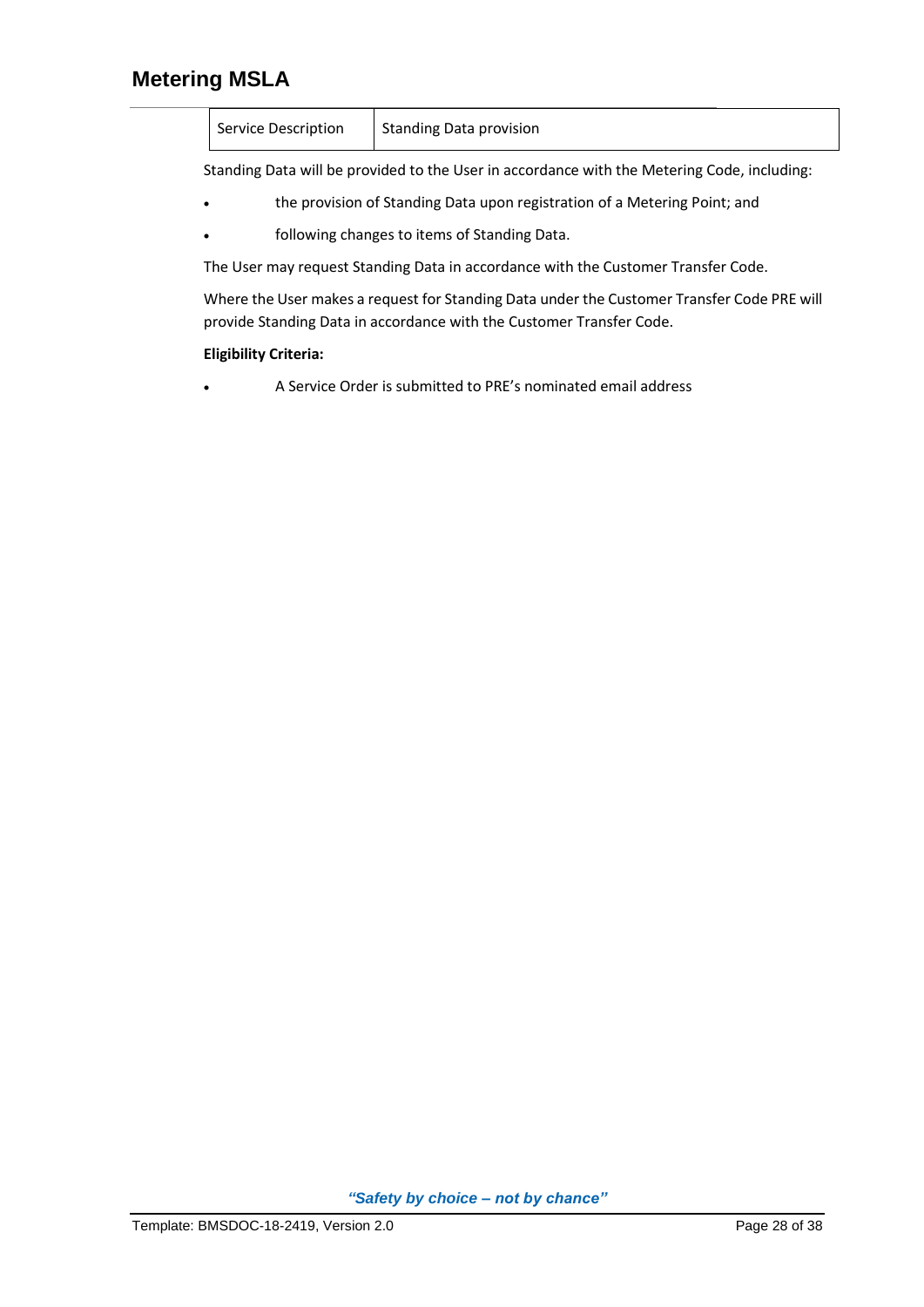| Service Description | Standing Data provision |
|---|---|

Standing Data will be provided to the User in accordance with the Metering Code, including:

- the provision of Standing Data upon registration of a Metering Point; and
- following changes to items of Standing Data.

The User may request Standing Data in accordance with the Customer Transfer Code.

Where the User makes a request for Standing Data under the Customer Transfer Code PRE will provide Standing Data in accordance with the Customer Transfer Code.

**Eligibility Criteria:**

- A Service Order is submitted to PRE's nominated email address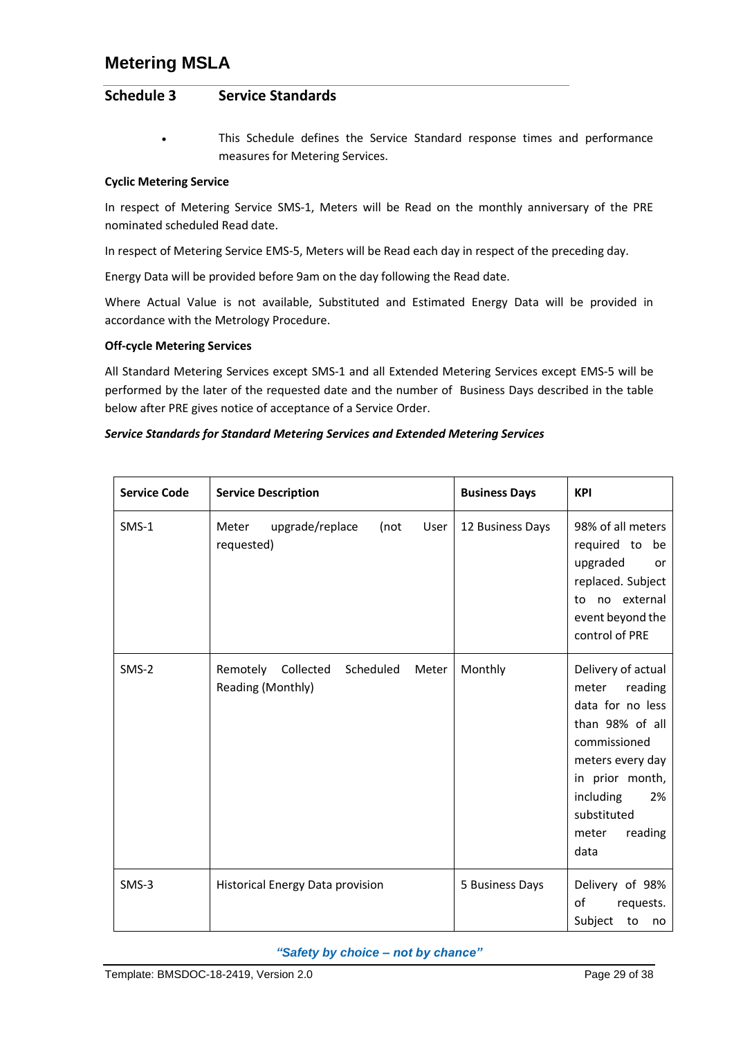# Metering MSLA

## Schedule 3 Service Standards

- This Schedule defines the Service Standard response times and performance measures for Metering Services.

**Cyclic Metering Service**

In respect of Metering Service SMS-1, Meters will be Read on the monthly anniversary of the PRE nominated scheduled Read date.

In respect of Metering Service EMS-5, Meters will be Read each day in respect of the preceding day.

Energy Data will be provided before 9am on the day following the Read date.

Where Actual Value is not available, Substituted and Estimated Energy Data will be provided in accordance with the Metrology Procedure.

**Off-cycle Metering Services**

All Standard Metering Services except SMS-1 and all Extended Metering Services except EMS-5 will be performed by the later of the requested date and the number of Business Days described in the table below after PRE gives notice of acceptance of a Service Order.

***Service Standards for Standard Metering Services and Extended Metering Services***

| Service Code | Service Description | Business Days | KPI |
|---|---|---|---|
| SMS-1 | Meter upgrade/replace (not User requested) | 12 Business Days | 98% of all meters required to be upgraded or replaced. Subject to no external event beyond the control of PRE |
| SMS-2 | Remotely Collected Scheduled Meter Reading (Monthly) | Monthly | Delivery of actual meter reading data for no less than 98% of all commissioned meters every day in prior month, including 2% substituted meter reading data |
| SMS-3 | Historical Energy Data provision | 5 Business Days | Delivery of 98% of requests. Subject to no |

*"Safety by choice – not by chance"*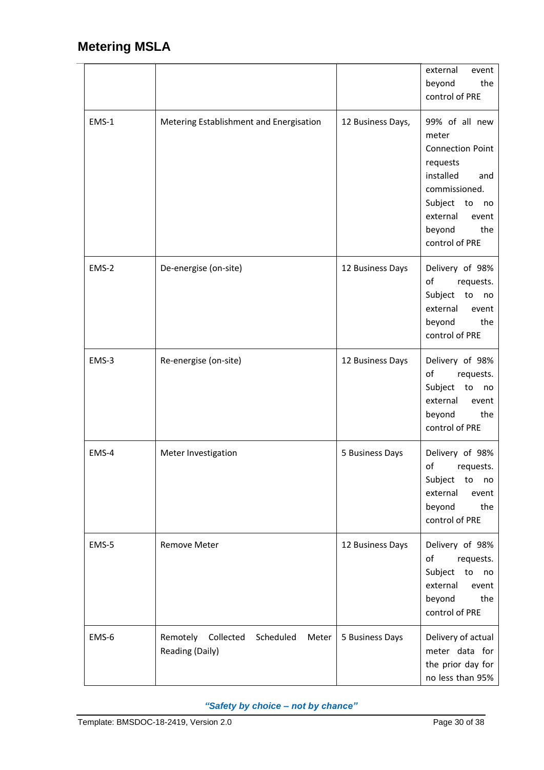## Metering MSLA

| | | | |
|---|---|---|---|
| | | | external event beyond the control of PRE |
| EMS-1 | Metering Establishment and Energisation | 12 Business Days, | 99% of all new meter Connection Point requests installed and commissioned. Subject to no external event beyond the control of PRE |
| EMS-2 | De-energise (on-site) | 12 Business Days | Delivery of 98% of requests. Subject to no external event beyond the control of PRE |
| EMS-3 | Re-energise (on-site) | 12 Business Days | Delivery of 98% of requests. Subject to no external event beyond the control of PRE |
| EMS-4 | Meter Investigation | 5 Business Days | Delivery of 98% of requests. Subject to no external event beyond the control of PRE |
| EMS-5 | Remove Meter | 12 Business Days | Delivery of 98% of requests. Subject to no external event beyond the control of PRE |
| EMS-6 | Remotely Collected Scheduled Meter Reading (Daily) | 5 Business Days | Delivery of actual meter data for the prior day for no less than 95% |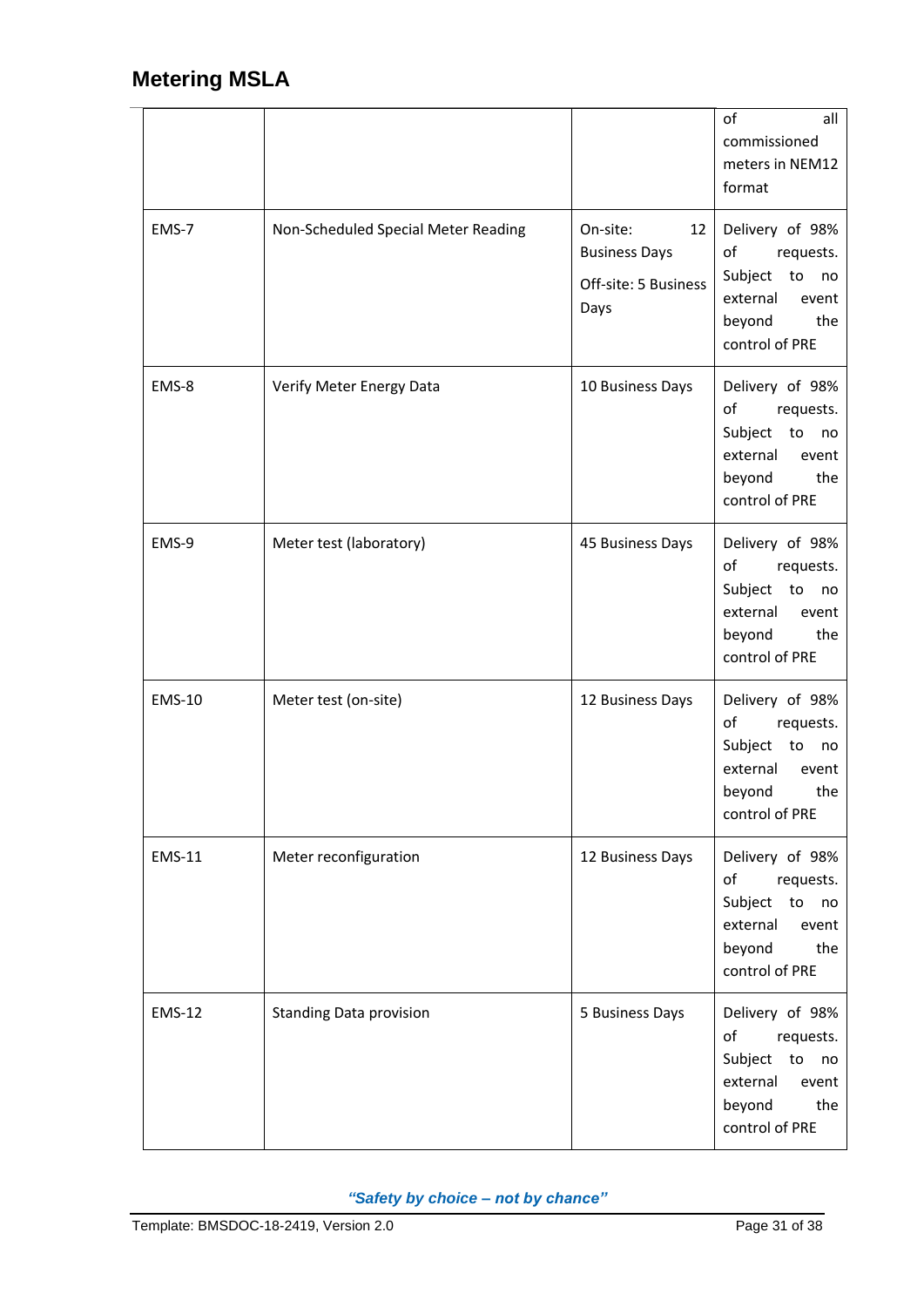## Metering MSLA

| | | | |
|---|---|---|---|
| | | | of all commissioned meters in NEM12 format |
| EMS-7 | Non-Scheduled Special Meter Reading | On-site: 12 Business Days<br><br>Off-site: 5 Business Days | Delivery of 98% of requests. Subject to no external event beyond the control of PRE |
| EMS-8 | Verify Meter Energy Data | 10 Business Days | Delivery of 98% of requests. Subject to no external event beyond the control of PRE |
| EMS-9 | Meter test (laboratory) | 45 Business Days | Delivery of 98% of requests. Subject to no external event beyond the control of PRE |
| EMS-10 | Meter test (on-site) | 12 Business Days | Delivery of 98% of requests. Subject to no external event beyond the control of PRE |
| EMS-11 | Meter reconfiguration | 12 Business Days | Delivery of 98% of requests. Subject to no external event beyond the control of PRE |
| EMS-12 | Standing Data provision | 5 Business Days | Delivery of 98% of requests. Subject to no external event beyond the control of PRE |

*"Safety by choice – not by chance"*

Template: BMSDOC-18-2419, Version 2.0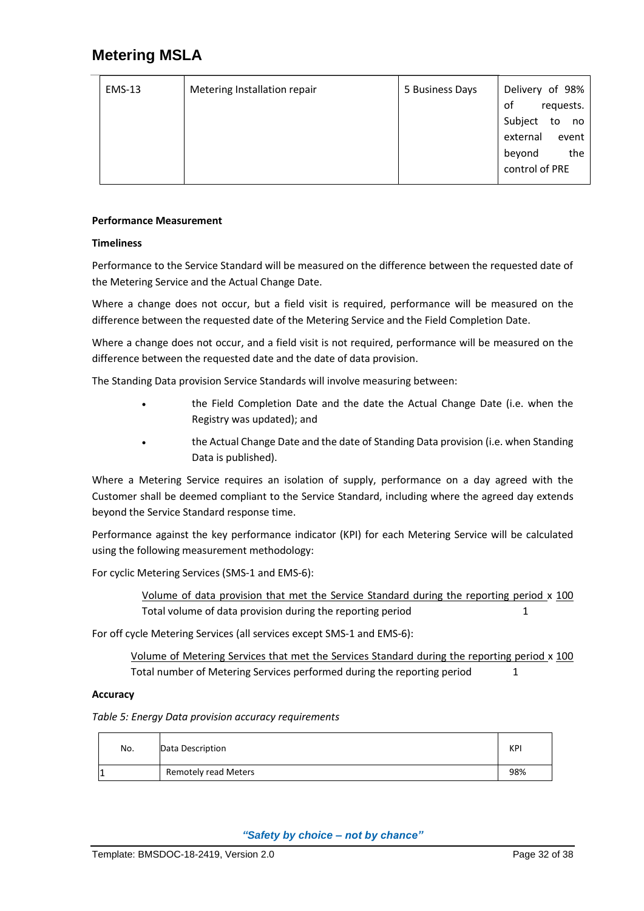| EMS-13 | Metering Installation repair | 5 Business Days | Delivery of 98% of requests. Subject to no external event beyond the control of PRE |
|---|---|---|---|

**Performance Measurement**

**Timeliness**

Performance to the Service Standard will be measured on the difference between the requested date of the Metering Service and the Actual Change Date.

Where a change does not occur, but a field visit is required, performance will be measured on the difference between the requested date of the Metering Service and the Field Completion Date.

Where a change does not occur, and a field visit is not required, performance will be measured on the difference between the requested date and the date of data provision.

The Standing Data provision Service Standards will involve measuring between:

- the Field Completion Date and the date the Actual Change Date (i.e. when the Registry was updated); and
- the Actual Change Date and the date of Standing Data provision (i.e. when Standing Data is published).

Where a Metering Service requires an isolation of supply, performance on a day agreed with the Customer shall be deemed compliant to the Service Standard, including where the agreed day extends beyond the Service Standard response time.

Performance against the key performance indicator (KPI) for each Metering Service will be calculated using the following measurement methodology:

For cyclic Metering Services (SMS-1 and EMS-6):

$$\frac{\text{Volume of data provision that met the Service Standard during the reporting period}}{\text{Total volume of data provision during the reporting period}} \times \frac{100}{1}$$

For off cycle Metering Services (all services except SMS-1 and EMS-6):

$$\frac{\text{Volume of Metering Services that met the Services Standard during the reporting period}}{\text{Total number of Metering Services performed during the reporting period}} \times \frac{100}{1}$$

**Accuracy**

*Table 5: Energy Data provision accuracy requirements*

| No. | Data Description | KPI |
|---|---|---|
| 1 | Remotely read Meters | 98% |

***"Safety by choice – not by chance"***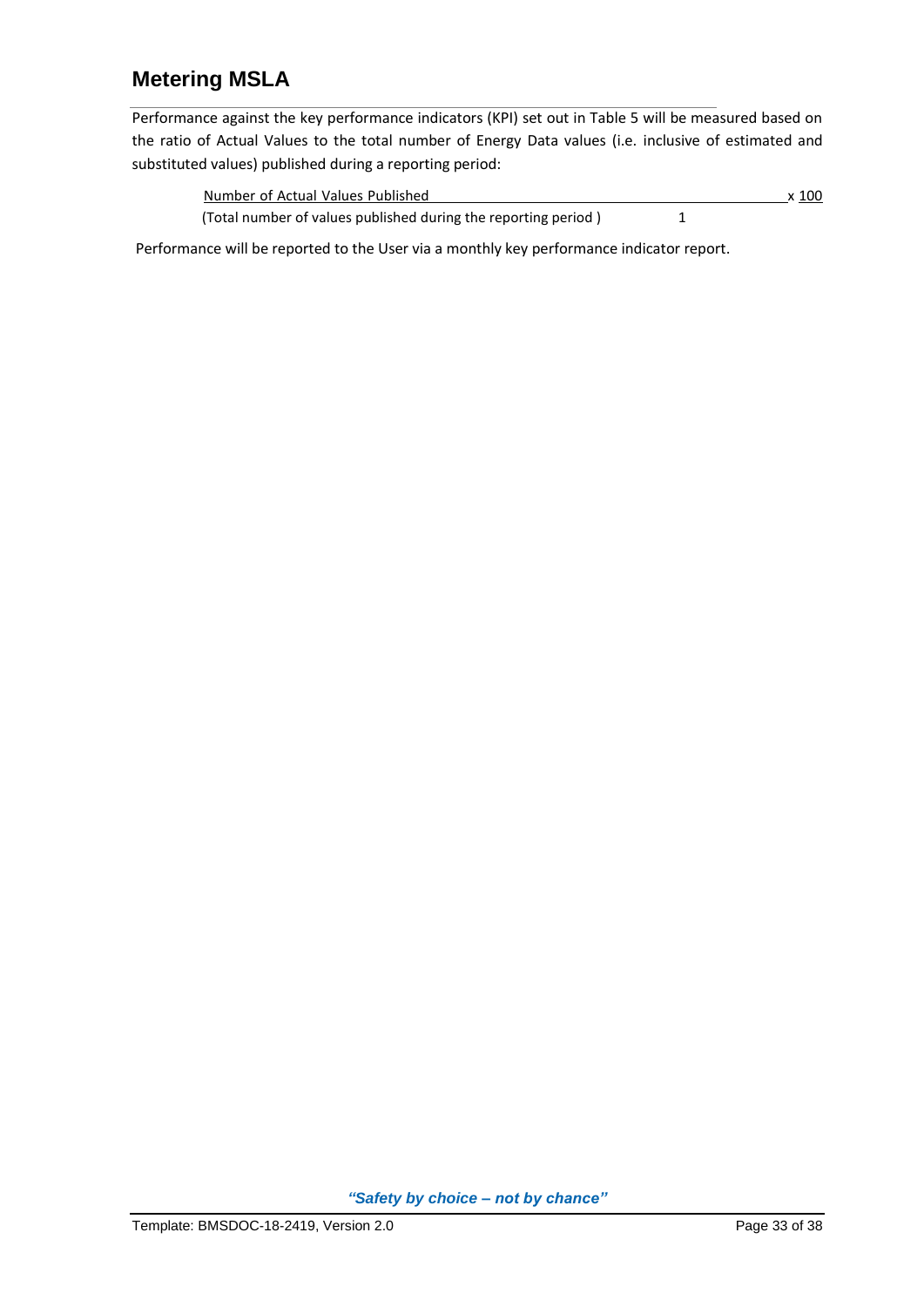## Metering MSLA

Performance against the key performance indicators (KPI) set out in Table 5 will be measured based on the ratio of Actual Values to the total number of Energy Data values (i.e. inclusive of estimated and substituted values) published during a reporting period:

$$\frac{\text{Number of Actual Values Published}}{\text{(Total number of values published during the reporting period)}} \times \frac{100}{1}$$

Performance will be reported to the User via a monthly key performance indicator report.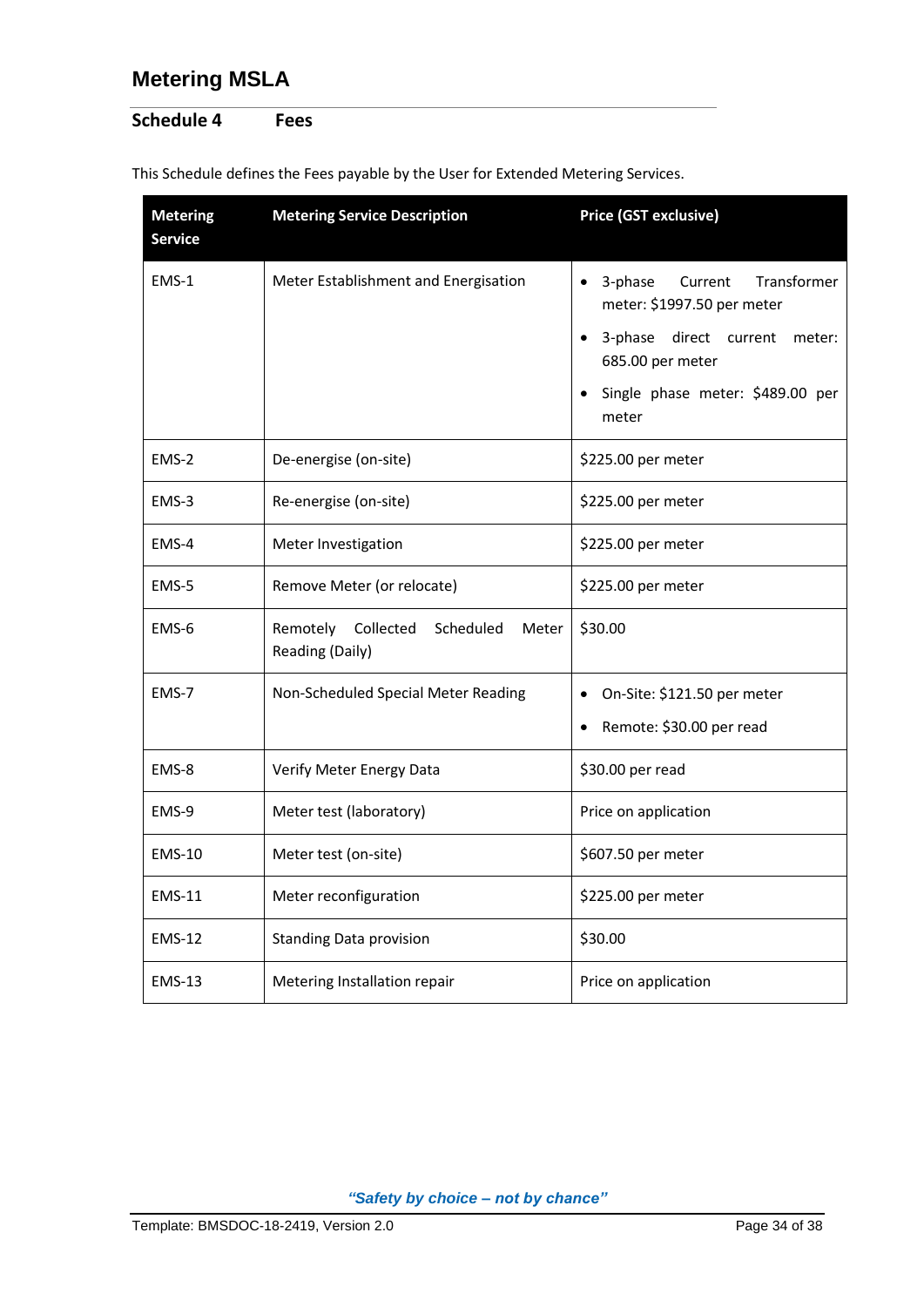# Metering MSLA

## Schedule 4 Fees

This Schedule defines the Fees payable by the User for Extended Metering Services.

| Metering Service | Metering Service Description | Price (GST exclusive) |
|---|---|---|
| EMS-1 | Meter Establishment and Energisation | • 3-phase Current Transformer meter: $1997.50 per meter<br>• 3-phase direct current meter: 685.00 per meter<br>• Single phase meter: $489.00 per meter |
| EMS-2 | De-energise (on-site) | $225.00 per meter |
| EMS-3 | Re-energise (on-site) | $225.00 per meter |
| EMS-4 | Meter Investigation | $225.00 per meter |
| EMS-5 | Remove Meter (or relocate) | $225.00 per meter |
| EMS-6 | Remotely Collected Scheduled Meter Reading (Daily) | $30.00 |
| EMS-7 | Non-Scheduled Special Meter Reading | • On-Site: $121.50 per meter<br>• Remote: $30.00 per read |
| EMS-8 | Verify Meter Energy Data | $30.00 per read |
| EMS-9 | Meter test (laboratory) | Price on application |
| EMS-10 | Meter test (on-site) | $607.50 per meter |
| EMS-11 | Meter reconfiguration | $225.00 per meter |
| EMS-12 | Standing Data provision | $30.00 |
| EMS-13 | Metering Installation repair | Price on application |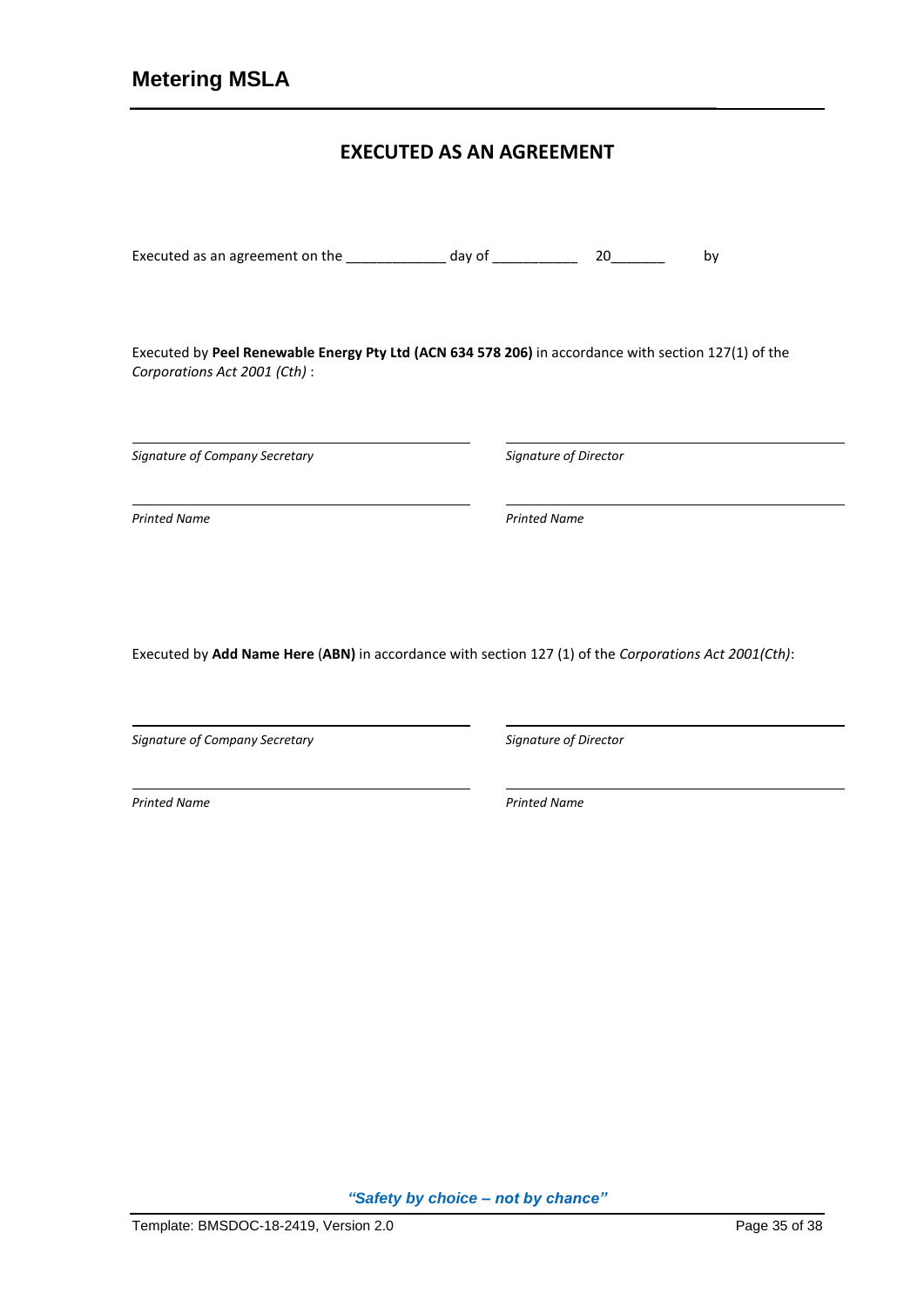## EXECUTED AS AN AGREEMENT

Executed as an agreement on the _____________ day of ___________ 20_______ by

Executed by **Peel Renewable Energy Pty Ltd (ACN 634 578 206)** in accordance with section 127(1) of the *Corporations Act 2001 (Cth)* :

| | |
|---|---|
| *Signature of Company Secretary* | *Signature of Director* |
| *Printed Name* | *Printed Name* |

Executed by **Add Name Here** (**ABN)** in accordance with section 127 (1) of the *Corporations Act 2001(Cth)*:

| | |
|---|---|
| *Signature of Company Secretary* | *Signature of Director* |
| *Printed Name* | *Printed Name* |